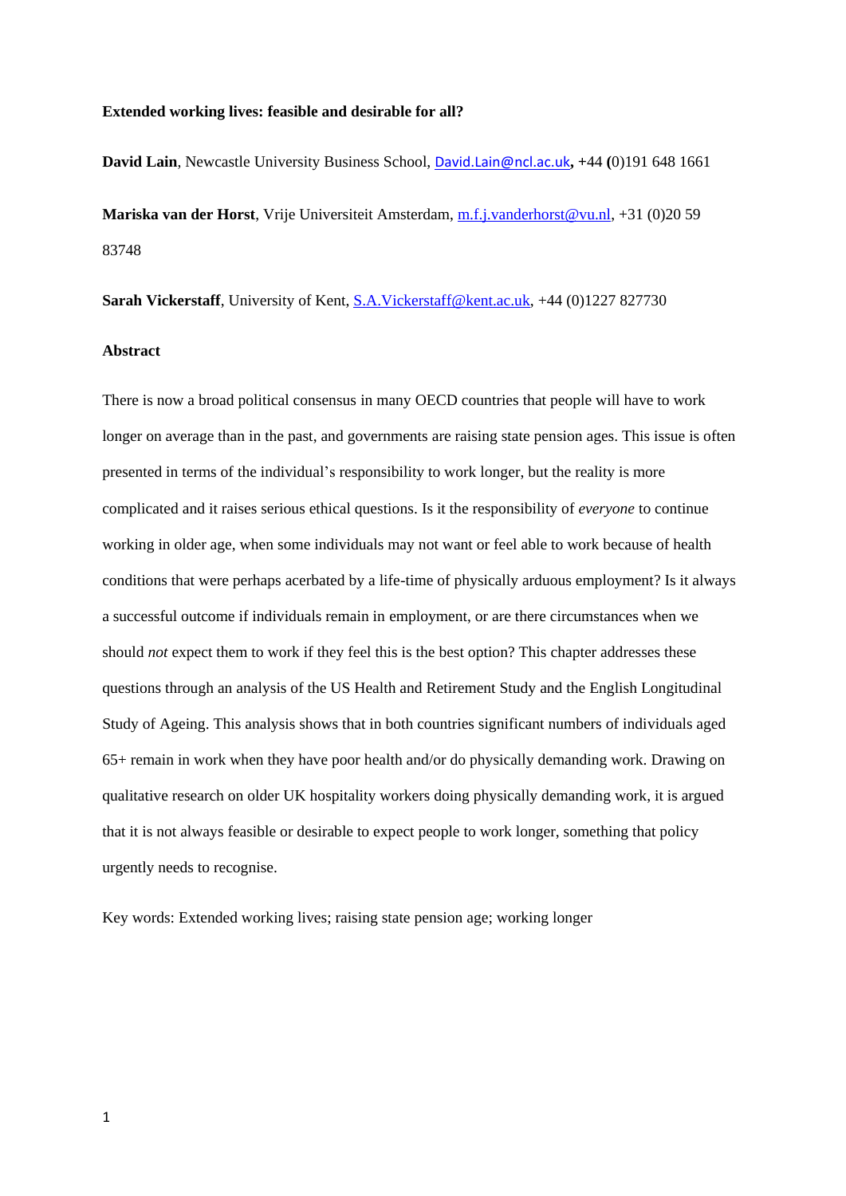**Extended working lives: feasible and desirable for all?**

**David Lain**, Newcastle University Business School, David.Lain@ncl.ac.uk**,** +44 **(**0)191 648 1661

**Mariska van der Horst**, Vrije Universiteit Amsterdam, m.f.j.vanderhorst@vu.nl, +31 (0)20 59 83748

**Sarah Vickerstaff**, University of Kent, S.A.Vickerstaff@kent.ac.uk, +44 (0)1227 827730

**Abstract**

There is now a broad political consensus in many OECD countries that people will have to work longer on average than in the past, and governments are raising state pension ages. This issue is often presented in terms of the individual's responsibility to work longer, but the reality is more complicated and it raises serious ethical questions. Is it the responsibility of *everyone* to continue working in older age, when some individuals may not want or feel able to work because of health conditions that were perhaps acerbated by a life-time of physically arduous employment? Is it always a successful outcome if individuals remain in employment, or are there circumstances when we should *not* expect them to work if they feel this is the best option? This chapter addresses these questions through an analysis of the US Health and Retirement Study and the English Longitudinal Study of Ageing. This analysis shows that in both countries significant numbers of individuals aged 65+ remain in work when they have poor health and/or do physically demanding work. Drawing on qualitative research on older UK hospitality workers doing physically demanding work, it is argued that it is not always feasible or desirable to expect people to work longer, something that policy urgently needs to recognise.

Key words: Extended working lives; raising state pension age; working longer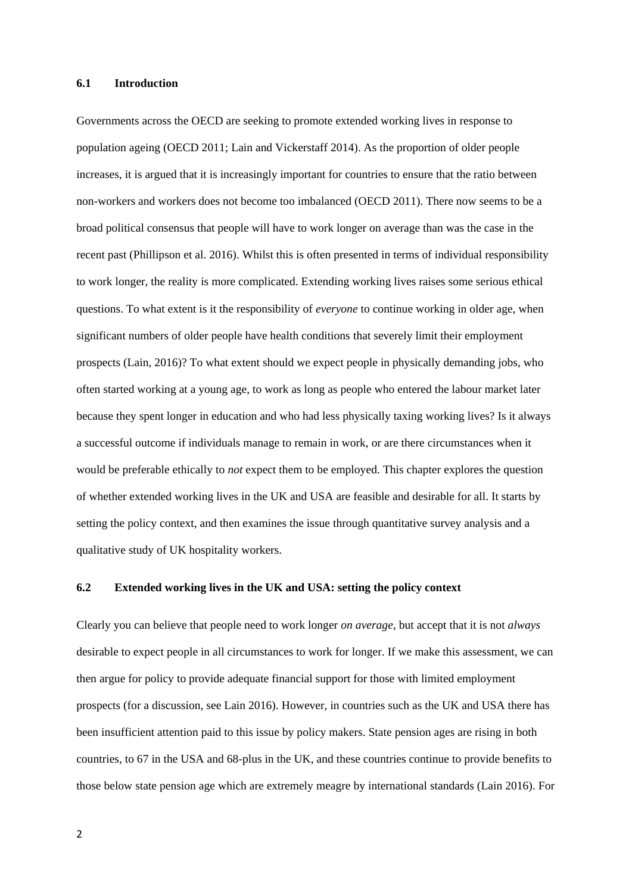## 6.1 Introduction

Governments across the OECD are seeking to promote extended working lives in response to population ageing (OECD 2011; Lain and Vickerstaff 2014). As the proportion of older people increases, it is argued that it is increasingly important for countries to ensure that the ratio between non-workers and workers does not become too imbalanced (OECD 2011). There now seems to be a broad political consensus that people will have to work longer on average than was the case in the recent past (Phillipson et al. 2016). Whilst this is often presented in terms of individual responsibility to work longer, the reality is more complicated. Extending working lives raises some serious ethical questions. To what extent is it the responsibility of *everyone* to continue working in older age, when significant numbers of older people have health conditions that severely limit their employment prospects (Lain, 2016)? To what extent should we expect people in physically demanding jobs, who often started working at a young age, to work as long as people who entered the labour market later because they spent longer in education and who had less physically taxing working lives? Is it always a successful outcome if individuals manage to remain in work, or are there circumstances when it would be preferable ethically to *not* expect them to be employed. This chapter explores the question of whether extended working lives in the UK and USA are feasible and desirable for all. It starts by setting the policy context, and then examines the issue through quantitative survey analysis and a qualitative study of UK hospitality workers.

## 6.2 Extended working lives in the UK and USA: setting the policy context

Clearly you can believe that people need to work longer *on average*, but accept that it is not *always* desirable to expect people in all circumstances to work for longer. If we make this assessment, we can then argue for policy to provide adequate financial support for those with limited employment prospects (for a discussion, see Lain 2016). However, in countries such as the UK and USA there has been insufficient attention paid to this issue by policy makers. State pension ages are rising in both countries, to 67 in the USA and 68-plus in the UK, and these countries continue to provide benefits to those below state pension age which are extremely meagre by international standards (Lain 2016). For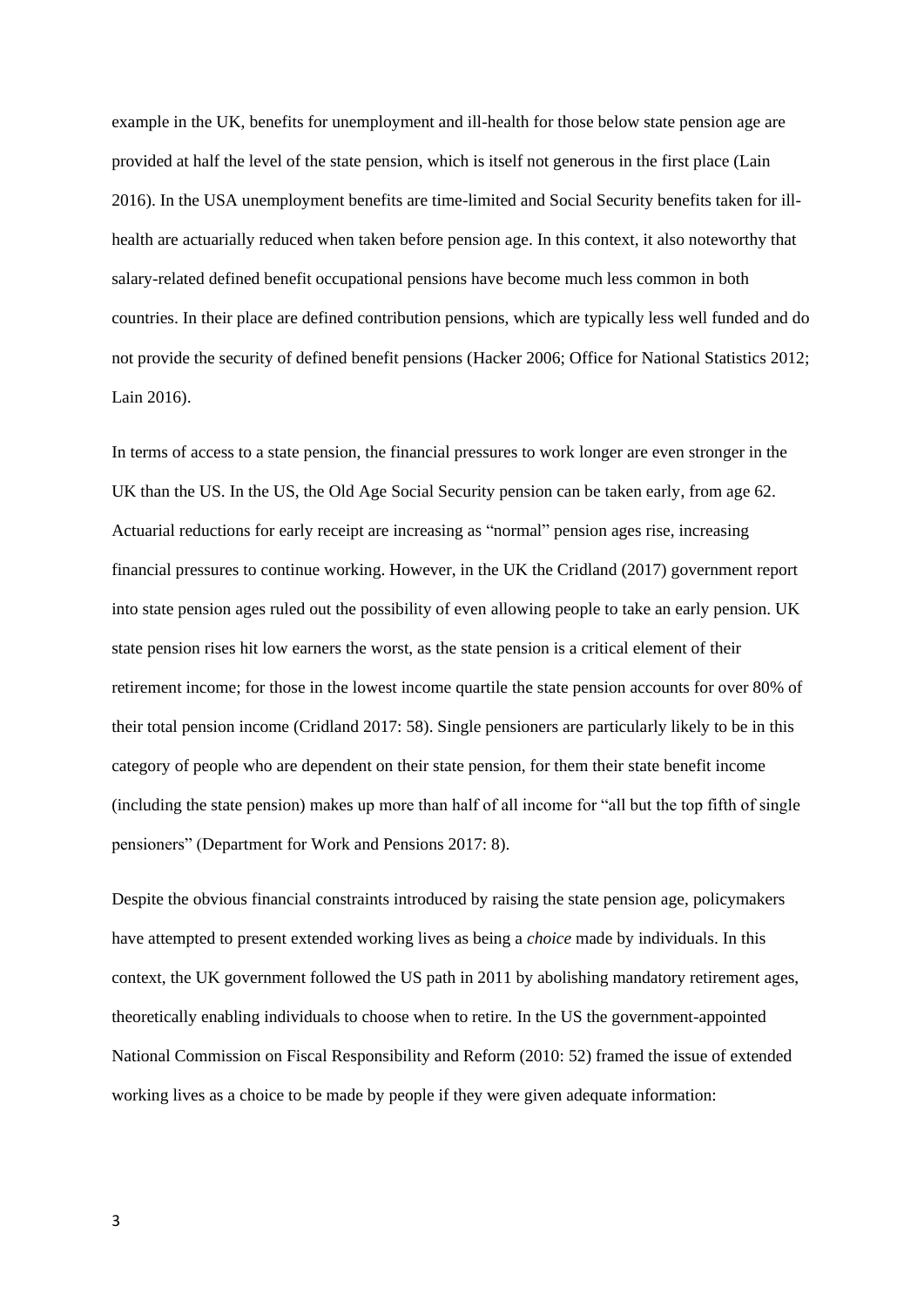example in the UK, benefits for unemployment and ill-health for those below state pension age are provided at half the level of the state pension, which is itself not generous in the first place (Lain 2016). In the USA unemployment benefits are time-limited and Social Security benefits taken for ill-health are actuarially reduced when taken before pension age. In this context, it also noteworthy that salary-related defined benefit occupational pensions have become much less common in both countries. In their place are defined contribution pensions, which are typically less well funded and do not provide the security of defined benefit pensions (Hacker 2006; Office for National Statistics 2012; Lain 2016).

In terms of access to a state pension, the financial pressures to work longer are even stronger in the UK than the US. In the US, the Old Age Social Security pension can be taken early, from age 62. Actuarial reductions for early receipt are increasing as "normal" pension ages rise, increasing financial pressures to continue working. However, in the UK the Cridland (2017) government report into state pension ages ruled out the possibility of even allowing people to take an early pension. UK state pension rises hit low earners the worst, as the state pension is a critical element of their retirement income; for those in the lowest income quartile the state pension accounts for over 80% of their total pension income (Cridland 2017: 58). Single pensioners are particularly likely to be in this category of people who are dependent on their state pension, for them their state benefit income (including the state pension) makes up more than half of all income for "all but the top fifth of single pensioners" (Department for Work and Pensions 2017: 8).

Despite the obvious financial constraints introduced by raising the state pension age, policymakers have attempted to present extended working lives as being a *choice* made by individuals. In this context, the UK government followed the US path in 2011 by abolishing mandatory retirement ages, theoretically enabling individuals to choose when to retire. In the US the government-appointed National Commission on Fiscal Responsibility and Reform (2010: 52) framed the issue of extended working lives as a choice to be made by people if they were given adequate information: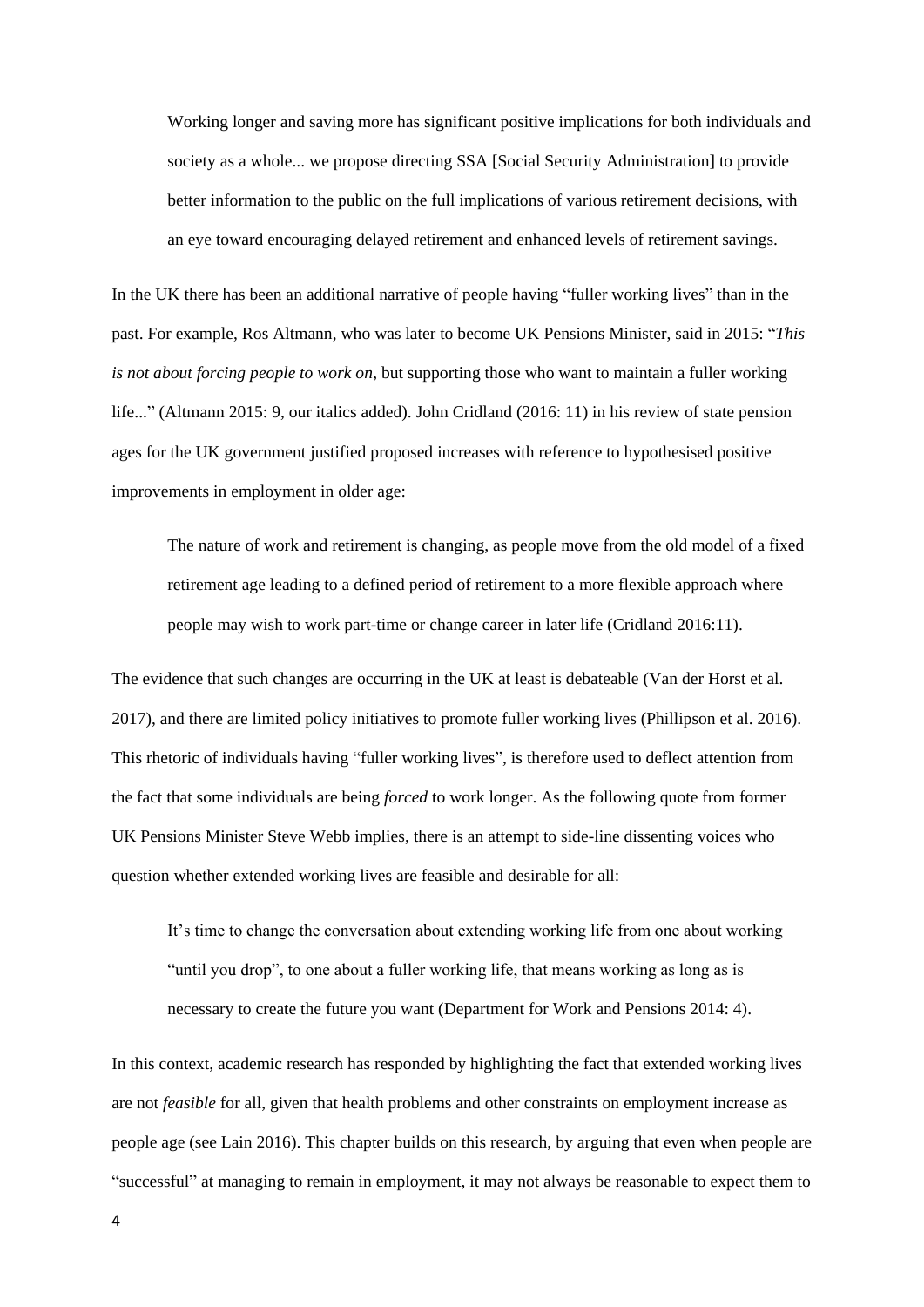> Working longer and saving more has significant positive implications for both individuals and society as a whole... we propose directing SSA [Social Security Administration] to provide better information to the public on the full implications of various retirement decisions, with an eye toward encouraging delayed retirement and enhanced levels of retirement savings.

In the UK there has been an additional narrative of people having "fuller working lives" than in the past. For example, Ros Altmann, who was later to become UK Pensions Minister, said in 2015: "*This is not about forcing people to work on*, but supporting those who want to maintain a fuller working life..." (Altmann 2015: 9, our italics added). John Cridland (2016: 11) in his review of state pension ages for the UK government justified proposed increases with reference to hypothesised positive improvements in employment in older age:

> The nature of work and retirement is changing, as people move from the old model of a fixed retirement age leading to a defined period of retirement to a more flexible approach where people may wish to work part-time or change career in later life (Cridland 2016:11).

The evidence that such changes are occurring in the UK at least is debateable (Van der Horst et al. 2017), and there are limited policy initiatives to promote fuller working lives (Phillipson et al. 2016). This rhetoric of individuals having "fuller working lives", is therefore used to deflect attention from the fact that some individuals are being *forced* to work longer. As the following quote from former UK Pensions Minister Steve Webb implies, there is an attempt to side-line dissenting voices who question whether extended working lives are feasible and desirable for all:

> It's time to change the conversation about extending working life from one about working "until you drop", to one about a fuller working life, that means working as long as is necessary to create the future you want (Department for Work and Pensions 2014: 4).

In this context, academic research has responded by highlighting the fact that extended working lives are not *feasible* for all, given that health problems and other constraints on employment increase as people age (see Lain 2016). This chapter builds on this research, by arguing that even when people are "successful" at managing to remain in employment, it may not always be reasonable to expect them to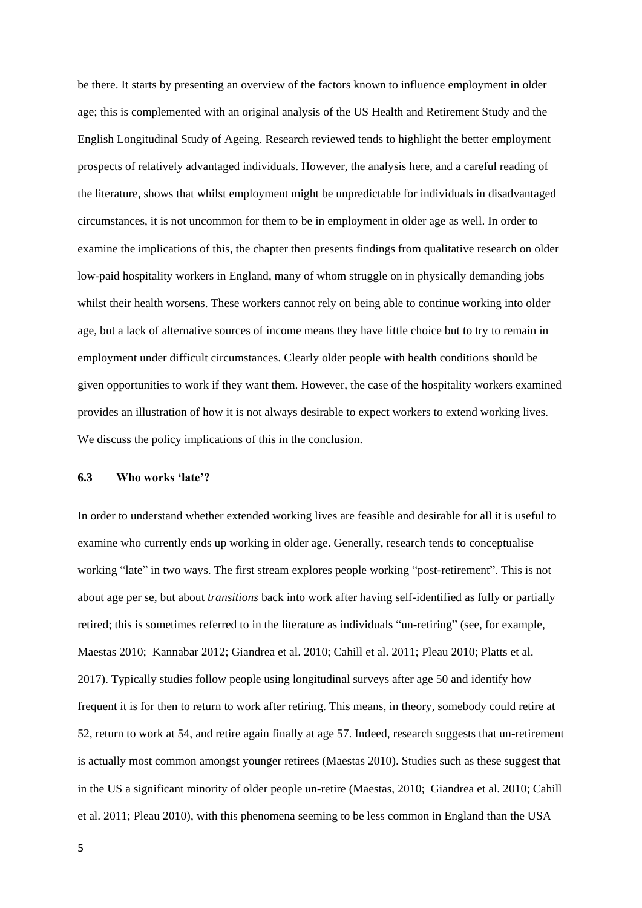be there. It starts by presenting an overview of the factors known to influence employment in older age; this is complemented with an original analysis of the US Health and Retirement Study and the English Longitudinal Study of Ageing. Research reviewed tends to highlight the better employment prospects of relatively advantaged individuals. However, the analysis here, and a careful reading of the literature, shows that whilst employment might be unpredictable for individuals in disadvantaged circumstances, it is not uncommon for them to be in employment in older age as well. In order to examine the implications of this, the chapter then presents findings from qualitative research on older low-paid hospitality workers in England, many of whom struggle on in physically demanding jobs whilst their health worsens. These workers cannot rely on being able to continue working into older age, but a lack of alternative sources of income means they have little choice but to try to remain in employment under difficult circumstances. Clearly older people with health conditions should be given opportunities to work if they want them. However, the case of the hospitality workers examined provides an illustration of how it is not always desirable to expect workers to extend working lives. We discuss the policy implications of this in the conclusion.

### 6.3 Who works 'late'?

In order to understand whether extended working lives are feasible and desirable for all it is useful to examine who currently ends up working in older age. Generally, research tends to conceptualise working "late" in two ways. The first stream explores people working "post-retirement". This is not about age per se, but about *transitions* back into work after having self-identified as fully or partially retired; this is sometimes referred to in the literature as individuals "un-retiring" (see, for example, Maestas 2010; Kannabar 2012; Giandrea et al. 2010; Cahill et al. 2011; Pleau 2010; Platts et al. 2017). Typically studies follow people using longitudinal surveys after age 50 and identify how frequent it is for then to return to work after retiring. This means, in theory, somebody could retire at 52, return to work at 54, and retire again finally at age 57. Indeed, research suggests that un-retirement is actually most common amongst younger retirees (Maestas 2010). Studies such as these suggest that in the US a significant minority of older people un-retire (Maestas, 2010; Giandrea et al. 2010; Cahill et al. 2011; Pleau 2010), with this phenomena seeming to be less common in England than the USA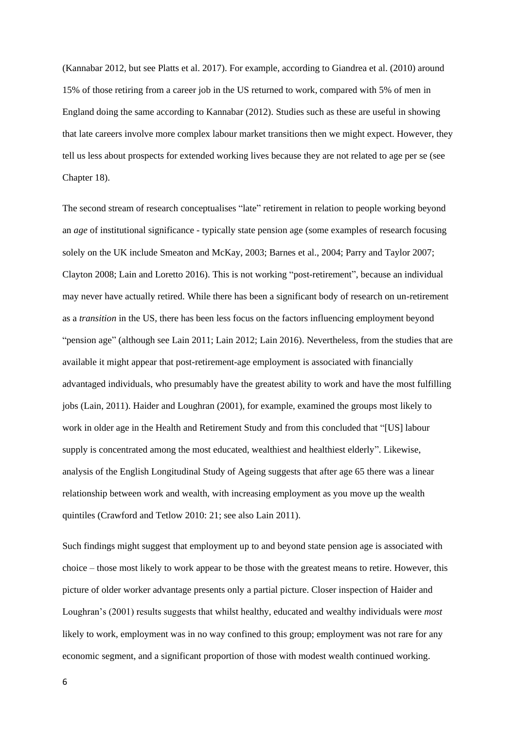(Kannabar 2012, but see Platts et al. 2017). For example, according to Giandrea et al. (2010) around 15% of those retiring from a career job in the US returned to work, compared with 5% of men in England doing the same according to Kannabar (2012). Studies such as these are useful in showing that late careers involve more complex labour market transitions then we might expect. However, they tell us less about prospects for extended working lives because they are not related to age per se (see Chapter 18).

The second stream of research conceptualises "late" retirement in relation to people working beyond an *age* of institutional significance - typically state pension age (some examples of research focusing solely on the UK include Smeaton and McKay, 2003; Barnes et al., 2004; Parry and Taylor 2007; Clayton 2008; Lain and Loretto 2016). This is not working "post-retirement", because an individual may never have actually retired. While there has been a significant body of research on un-retirement as a *transition* in the US, there has been less focus on the factors influencing employment beyond "pension age" (although see Lain 2011; Lain 2012; Lain 2016). Nevertheless, from the studies that are available it might appear that post-retirement-age employment is associated with financially advantaged individuals, who presumably have the greatest ability to work and have the most fulfilling jobs (Lain, 2011). Haider and Loughran (2001), for example, examined the groups most likely to work in older age in the Health and Retirement Study and from this concluded that "[US] labour supply is concentrated among the most educated, wealthiest and healthiest elderly". Likewise, analysis of the English Longitudinal Study of Ageing suggests that after age 65 there was a linear relationship between work and wealth, with increasing employment as you move up the wealth quintiles (Crawford and Tetlow 2010: 21; see also Lain 2011).

Such findings might suggest that employment up to and beyond state pension age is associated with choice – those most likely to work appear to be those with the greatest means to retire. However, this picture of older worker advantage presents only a partial picture. Closer inspection of Haider and Loughran's (2001) results suggests that whilst healthy, educated and wealthy individuals were *most* likely to work, employment was in no way confined to this group; employment was not rare for any economic segment, and a significant proportion of those with modest wealth continued working.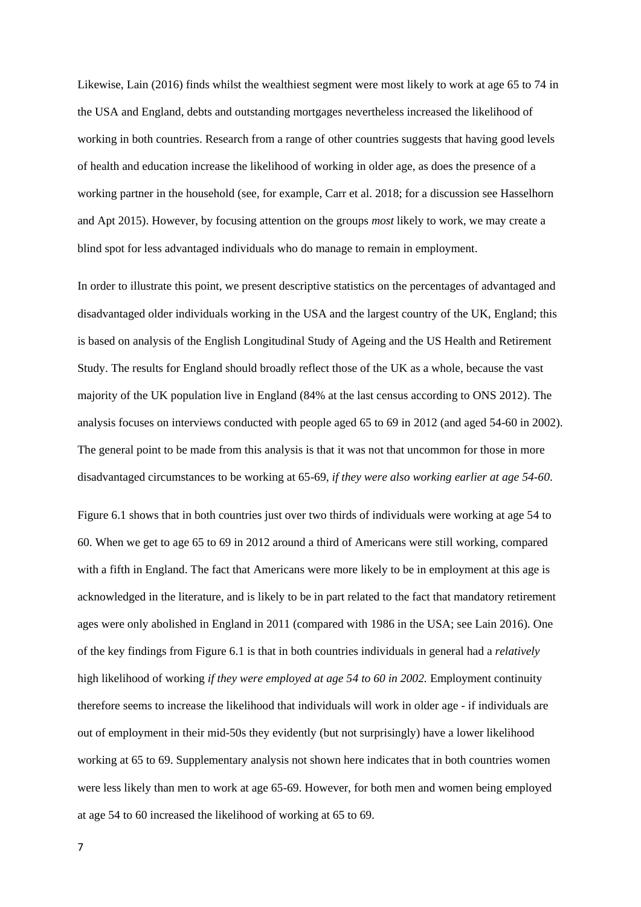Likewise, Lain (2016) finds whilst the wealthiest segment were most likely to work at age 65 to 74 in the USA and England, debts and outstanding mortgages nevertheless increased the likelihood of working in both countries. Research from a range of other countries suggests that having good levels of health and education increase the likelihood of working in older age, as does the presence of a working partner in the household (see, for example, Carr et al. 2018; for a discussion see Hasselhorn and Apt 2015). However, by focusing attention on the groups *most* likely to work, we may create a blind spot for less advantaged individuals who do manage to remain in employment.

In order to illustrate this point, we present descriptive statistics on the percentages of advantaged and disadvantaged older individuals working in the USA and the largest country of the UK, England; this is based on analysis of the English Longitudinal Study of Ageing and the US Health and Retirement Study. The results for England should broadly reflect those of the UK as a whole, because the vast majority of the UK population live in England (84% at the last census according to ONS 2012). The analysis focuses on interviews conducted with people aged 65 to 69 in 2012 (and aged 54-60 in 2002). The general point to be made from this analysis is that it was not that uncommon for those in more disadvantaged circumstances to be working at 65-69, *if they were also working earlier at age 54-60*.

Figure 6.1 shows that in both countries just over two thirds of individuals were working at age 54 to 60. When we get to age 65 to 69 in 2012 around a third of Americans were still working, compared with a fifth in England. The fact that Americans were more likely to be in employment at this age is acknowledged in the literature, and is likely to be in part related to the fact that mandatory retirement ages were only abolished in England in 2011 (compared with 1986 in the USA; see Lain 2016). One of the key findings from Figure 6.1 is that in both countries individuals in general had a *relatively* high likelihood of working *if they were employed at age 54 to 60 in 2002.* Employment continuity therefore seems to increase the likelihood that individuals will work in older age - if individuals are out of employment in their mid-50s they evidently (but not surprisingly) have a lower likelihood working at 65 to 69. Supplementary analysis not shown here indicates that in both countries women were less likely than men to work at age 65-69. However, for both men and women being employed at age 54 to 60 increased the likelihood of working at 65 to 69.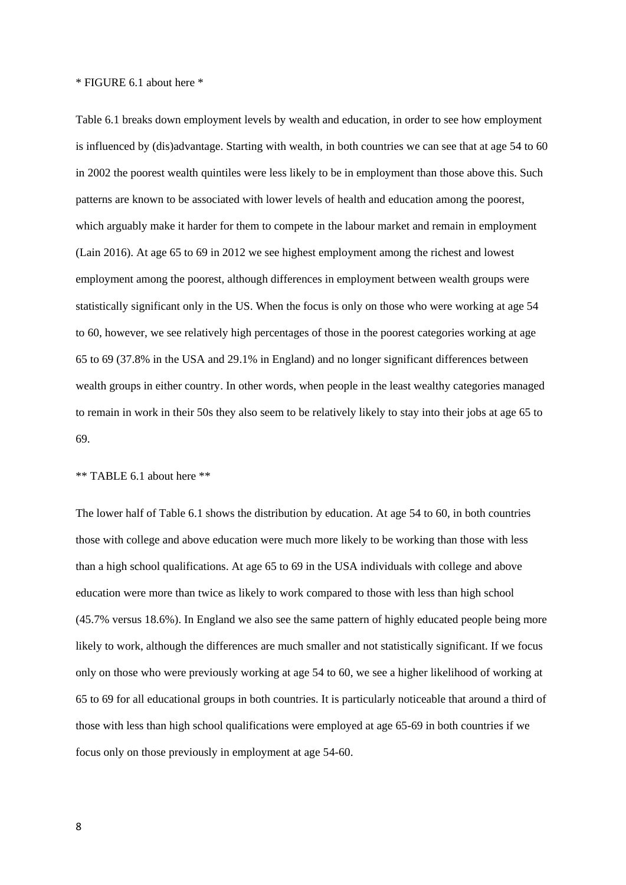* FIGURE 6.1 about here *

Table 6.1 breaks down employment levels by wealth and education, in order to see how employment is influenced by (dis)advantage. Starting with wealth, in both countries we can see that at age 54 to 60 in 2002 the poorest wealth quintiles were less likely to be in employment than those above this. Such patterns are known to be associated with lower levels of health and education among the poorest, which arguably make it harder for them to compete in the labour market and remain in employment (Lain 2016). At age 65 to 69 in 2012 we see highest employment among the richest and lowest employment among the poorest, although differences in employment between wealth groups were statistically significant only in the US. When the focus is only on those who were working at age 54 to 60, however, we see relatively high percentages of those in the poorest categories working at age 65 to 69 (37.8% in the USA and 29.1% in England) and no longer significant differences between wealth groups in either country. In other words, when people in the least wealthy categories managed to remain in work in their 50s they also seem to be relatively likely to stay into their jobs at age 65 to 69.

** TABLE 6.1 about here **

The lower half of Table 6.1 shows the distribution by education. At age 54 to 60, in both countries those with college and above education were much more likely to be working than those with less than a high school qualifications. At age 65 to 69 in the USA individuals with college and above education were more than twice as likely to work compared to those with less than high school (45.7% versus 18.6%). In England we also see the same pattern of highly educated people being more likely to work, although the differences are much smaller and not statistically significant. If we focus only on those who were previously working at age 54 to 60, we see a higher likelihood of working at 65 to 69 for all educational groups in both countries. It is particularly noticeable that around a third of those with less than high school qualifications were employed at age 65-69 in both countries if we focus only on those previously in employment at age 54-60.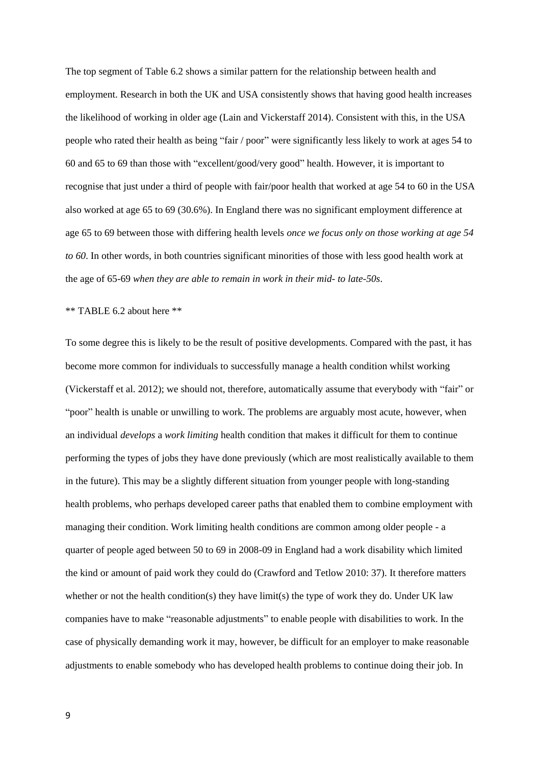The top segment of Table 6.2 shows a similar pattern for the relationship between health and employment. Research in both the UK and USA consistently shows that having good health increases the likelihood of working in older age (Lain and Vickerstaff 2014). Consistent with this, in the USA people who rated their health as being "fair / poor" were significantly less likely to work at ages 54 to 60 and 65 to 69 than those with "excellent/good/very good" health. However, it is important to recognise that just under a third of people with fair/poor health that worked at age 54 to 60 in the USA also worked at age 65 to 69 (30.6%). In England there was no significant employment difference at age 65 to 69 between those with differing health levels *once we focus only on those working at age 54 to 60*. In other words, in both countries significant minorities of those with less good health work at the age of 65-69 *when they are able to remain in work in their mid- to late-50s*.

** TABLE 6.2 about here **

To some degree this is likely to be the result of positive developments. Compared with the past, it has become more common for individuals to successfully manage a health condition whilst working (Vickerstaff et al. 2012); we should not, therefore, automatically assume that everybody with "fair" or "poor" health is unable or unwilling to work. The problems are arguably most acute, however, when an individual *develops* a *work limiting* health condition that makes it difficult for them to continue performing the types of jobs they have done previously (which are most realistically available to them in the future). This may be a slightly different situation from younger people with long-standing health problems, who perhaps developed career paths that enabled them to combine employment with managing their condition. Work limiting health conditions are common among older people - a quarter of people aged between 50 to 69 in 2008-09 in England had a work disability which limited the kind or amount of paid work they could do (Crawford and Tetlow 2010: 37). It therefore matters whether or not the health condition(s) they have limit(s) the type of work they do. Under UK law companies have to make "reasonable adjustments" to enable people with disabilities to work. In the case of physically demanding work it may, however, be difficult for an employer to make reasonable adjustments to enable somebody who has developed health problems to continue doing their job. In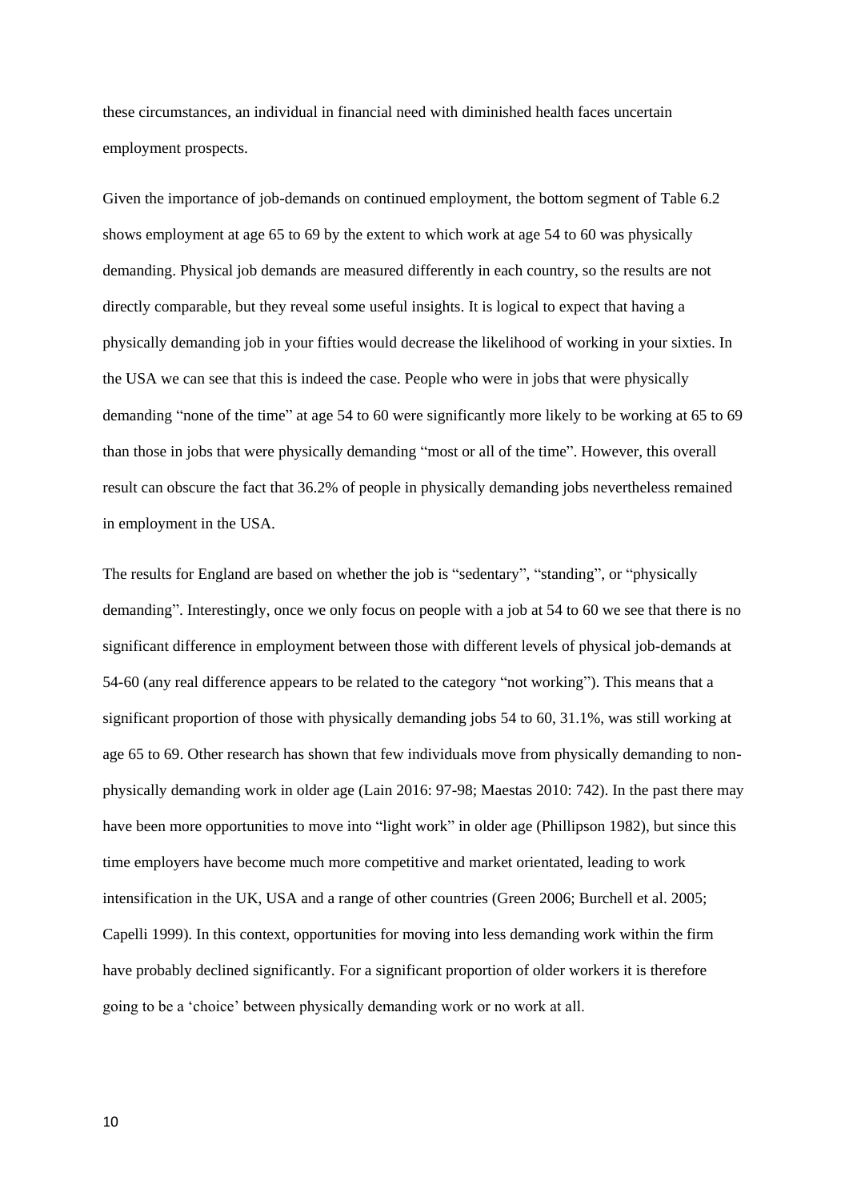these circumstances, an individual in financial need with diminished health faces uncertain employment prospects.

Given the importance of job-demands on continued employment, the bottom segment of Table 6.2 shows employment at age 65 to 69 by the extent to which work at age 54 to 60 was physically demanding. Physical job demands are measured differently in each country, so the results are not directly comparable, but they reveal some useful insights. It is logical to expect that having a physically demanding job in your fifties would decrease the likelihood of working in your sixties. In the USA we can see that this is indeed the case. People who were in jobs that were physically demanding "none of the time" at age 54 to 60 were significantly more likely to be working at 65 to 69 than those in jobs that were physically demanding "most or all of the time". However, this overall result can obscure the fact that 36.2% of people in physically demanding jobs nevertheless remained in employment in the USA.

The results for England are based on whether the job is "sedentary", "standing", or "physically demanding". Interestingly, once we only focus on people with a job at 54 to 60 we see that there is no significant difference in employment between those with different levels of physical job-demands at 54-60 (any real difference appears to be related to the category "not working"). This means that a significant proportion of those with physically demanding jobs 54 to 60, 31.1%, was still working at age 65 to 69. Other research has shown that few individuals move from physically demanding to non-physically demanding work in older age (Lain 2016: 97-98; Maestas 2010: 742). In the past there may have been more opportunities to move into "light work" in older age (Phillipson 1982), but since this time employers have become much more competitive and market orientated, leading to work intensification in the UK, USA and a range of other countries (Green 2006; Burchell et al. 2005; Capelli 1999). In this context, opportunities for moving into less demanding work within the firm have probably declined significantly. For a significant proportion of older workers it is therefore going to be a 'choice' between physically demanding work or no work at all.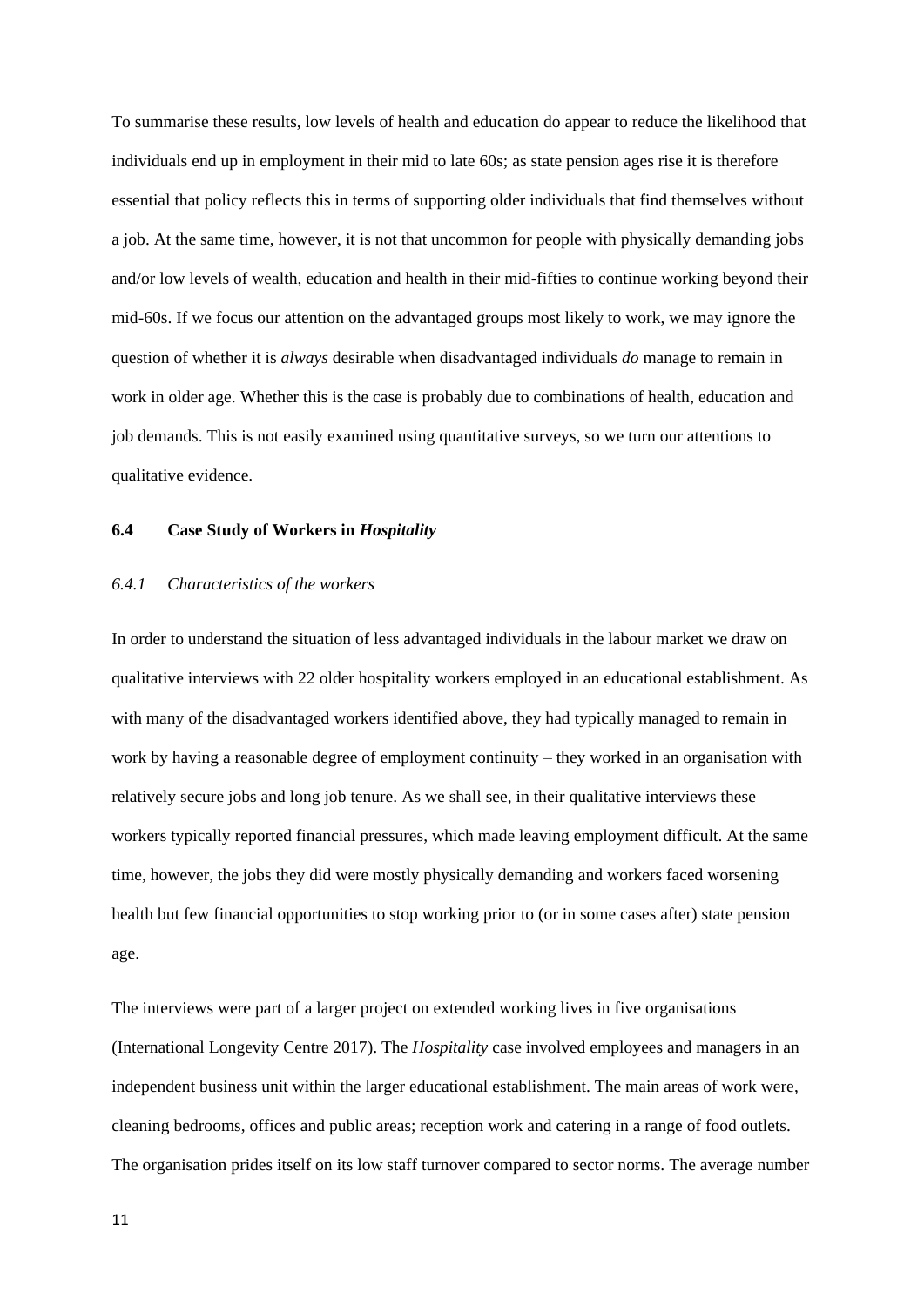To summarise these results, low levels of health and education do appear to reduce the likelihood that individuals end up in employment in their mid to late 60s; as state pension ages rise it is therefore essential that policy reflects this in terms of supporting older individuals that find themselves without a job. At the same time, however, it is not that uncommon for people with physically demanding jobs and/or low levels of wealth, education and health in their mid-fifties to continue working beyond their mid-60s. If we focus our attention on the advantaged groups most likely to work, we may ignore the question of whether it is *always* desirable when disadvantaged individuals *do* manage to remain in work in older age. Whether this is the case is probably due to combinations of health, education and job demands. This is not easily examined using quantitative surveys, so we turn our attentions to qualitative evidence.

## 6.4 Case Study of Workers in *Hospitality*

### *6.4.1 Characteristics of the workers*

In order to understand the situation of less advantaged individuals in the labour market we draw on qualitative interviews with 22 older hospitality workers employed in an educational establishment. As with many of the disadvantaged workers identified above, they had typically managed to remain in work by having a reasonable degree of employment continuity – they worked in an organisation with relatively secure jobs and long job tenure. As we shall see, in their qualitative interviews these workers typically reported financial pressures, which made leaving employment difficult. At the same time, however, the jobs they did were mostly physically demanding and workers faced worsening health but few financial opportunities to stop working prior to (or in some cases after) state pension age.

The interviews were part of a larger project on extended working lives in five organisations (International Longevity Centre 2017). The *Hospitality* case involved employees and managers in an independent business unit within the larger educational establishment. The main areas of work were, cleaning bedrooms, offices and public areas; reception work and catering in a range of food outlets. The organisation prides itself on its low staff turnover compared to sector norms. The average number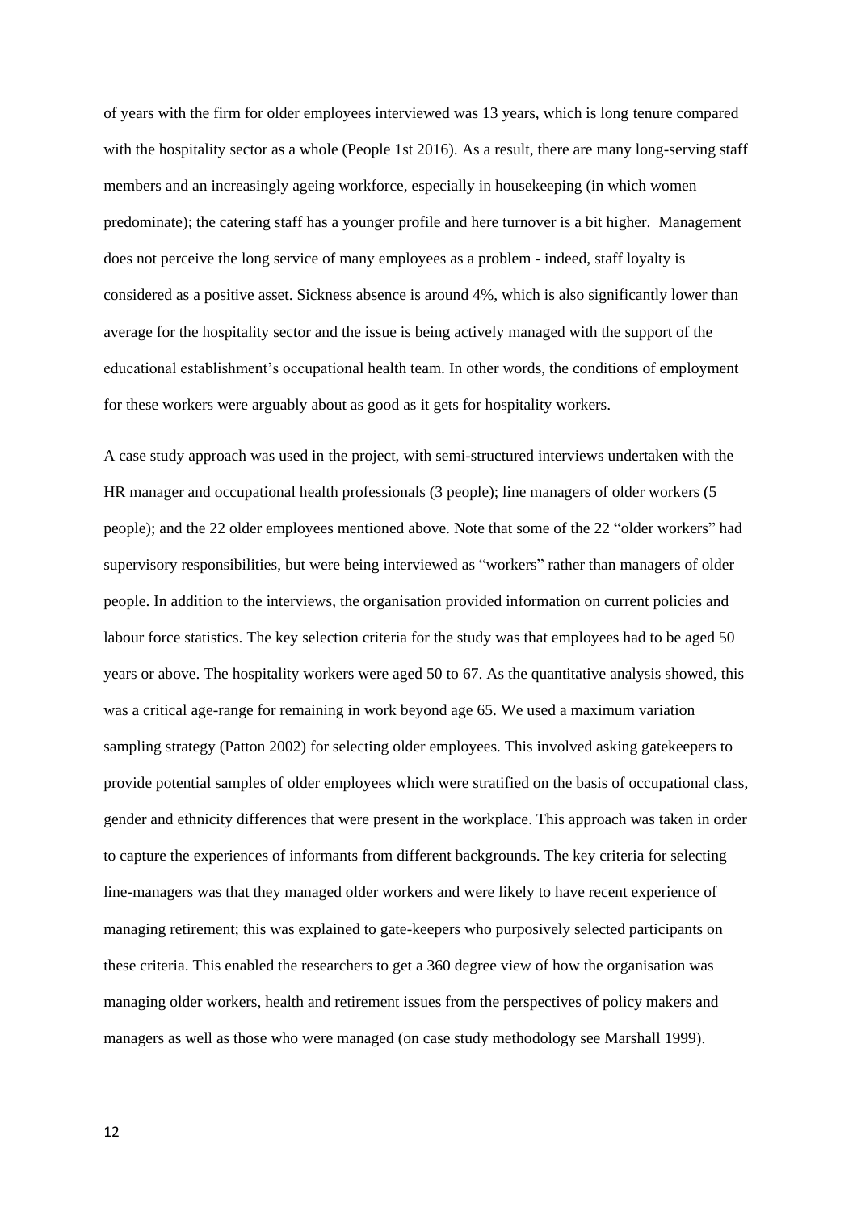of years with the firm for older employees interviewed was 13 years, which is long tenure compared with the hospitality sector as a whole (People 1st 2016). As a result, there are many long-serving staff members and an increasingly ageing workforce, especially in housekeeping (in which women predominate); the catering staff has a younger profile and here turnover is a bit higher. Management does not perceive the long service of many employees as a problem - indeed, staff loyalty is considered as a positive asset. Sickness absence is around 4%, which is also significantly lower than average for the hospitality sector and the issue is being actively managed with the support of the educational establishment's occupational health team. In other words, the conditions of employment for these workers were arguably about as good as it gets for hospitality workers.

A case study approach was used in the project, with semi-structured interviews undertaken with the HR manager and occupational health professionals (3 people); line managers of older workers (5 people); and the 22 older employees mentioned above. Note that some of the 22 "older workers" had supervisory responsibilities, but were being interviewed as "workers" rather than managers of older people. In addition to the interviews, the organisation provided information on current policies and labour force statistics. The key selection criteria for the study was that employees had to be aged 50 years or above. The hospitality workers were aged 50 to 67. As the quantitative analysis showed, this was a critical age-range for remaining in work beyond age 65. We used a maximum variation sampling strategy (Patton 2002) for selecting older employees. This involved asking gatekeepers to provide potential samples of older employees which were stratified on the basis of occupational class, gender and ethnicity differences that were present in the workplace. This approach was taken in order to capture the experiences of informants from different backgrounds. The key criteria for selecting line-managers was that they managed older workers and were likely to have recent experience of managing retirement; this was explained to gate-keepers who purposively selected participants on these criteria. This enabled the researchers to get a 360 degree view of how the organisation was managing older workers, health and retirement issues from the perspectives of policy makers and managers as well as those who were managed (on case study methodology see Marshall 1999).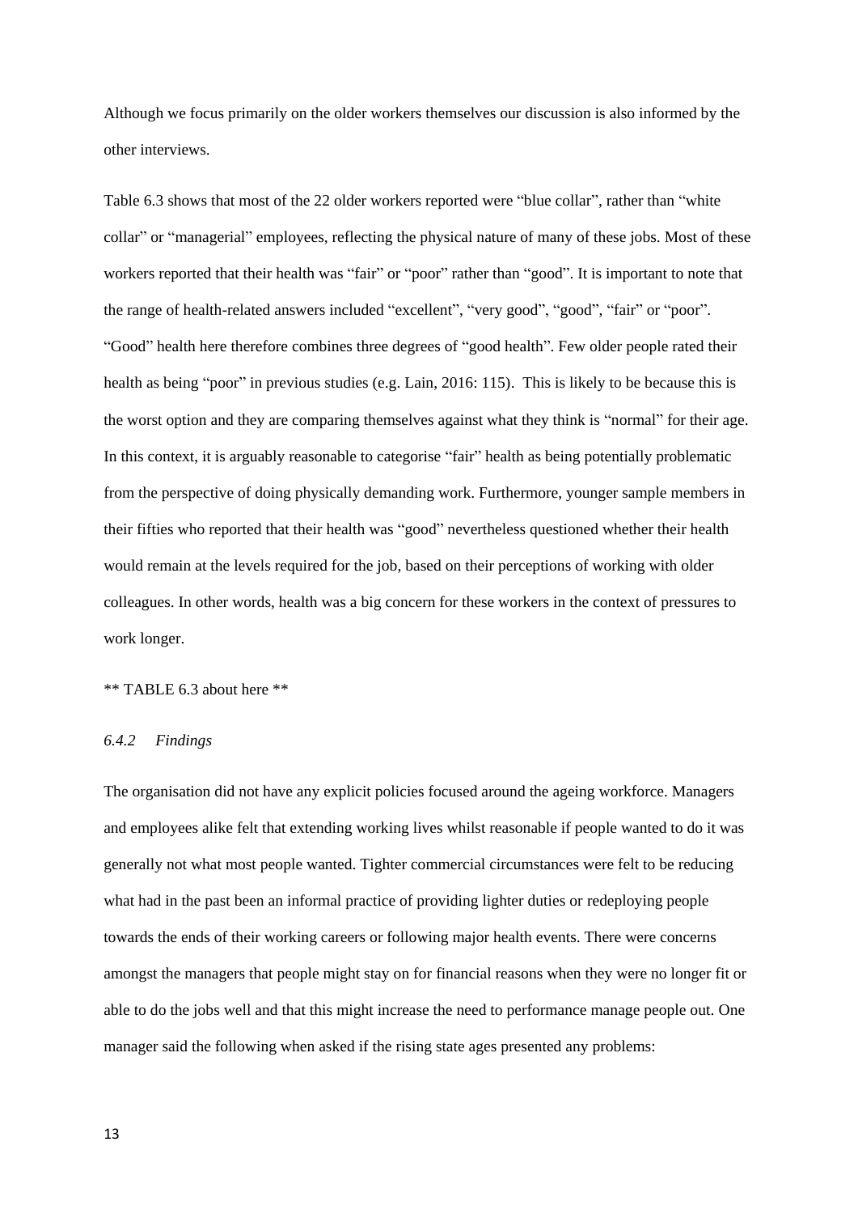Although we focus primarily on the older workers themselves our discussion is also informed by the other interviews.

Table 6.3 shows that most of the 22 older workers reported were "blue collar", rather than "white collar" or "managerial" employees, reflecting the physical nature of many of these jobs. Most of these workers reported that their health was "fair" or "poor" rather than "good". It is important to note that the range of health-related answers included "excellent", "very good", "good", "fair" or "poor". "Good" health here therefore combines three degrees of "good health". Few older people rated their health as being "poor" in previous studies (e.g. Lain, 2016: 115). This is likely to be because this is the worst option and they are comparing themselves against what they think is "normal" for their age. In this context, it is arguably reasonable to categorise "fair" health as being potentially problematic from the perspective of doing physically demanding work. Furthermore, younger sample members in their fifties who reported that their health was "good" nevertheless questioned whether their health would remain at the levels required for the job, based on their perceptions of working with older colleagues. In other words, health was a big concern for these workers in the context of pressures to work longer.

** TABLE 6.3 about here **

### *6.4.2 Findings*

The organisation did not have any explicit policies focused around the ageing workforce. Managers and employees alike felt that extending working lives whilst reasonable if people wanted to do it was generally not what most people wanted. Tighter commercial circumstances were felt to be reducing what had in the past been an informal practice of providing lighter duties or redeploying people towards the ends of their working careers or following major health events. There were concerns amongst the managers that people might stay on for financial reasons when they were no longer fit or able to do the jobs well and that this might increase the need to performance manage people out. One manager said the following when asked if the rising state ages presented any problems: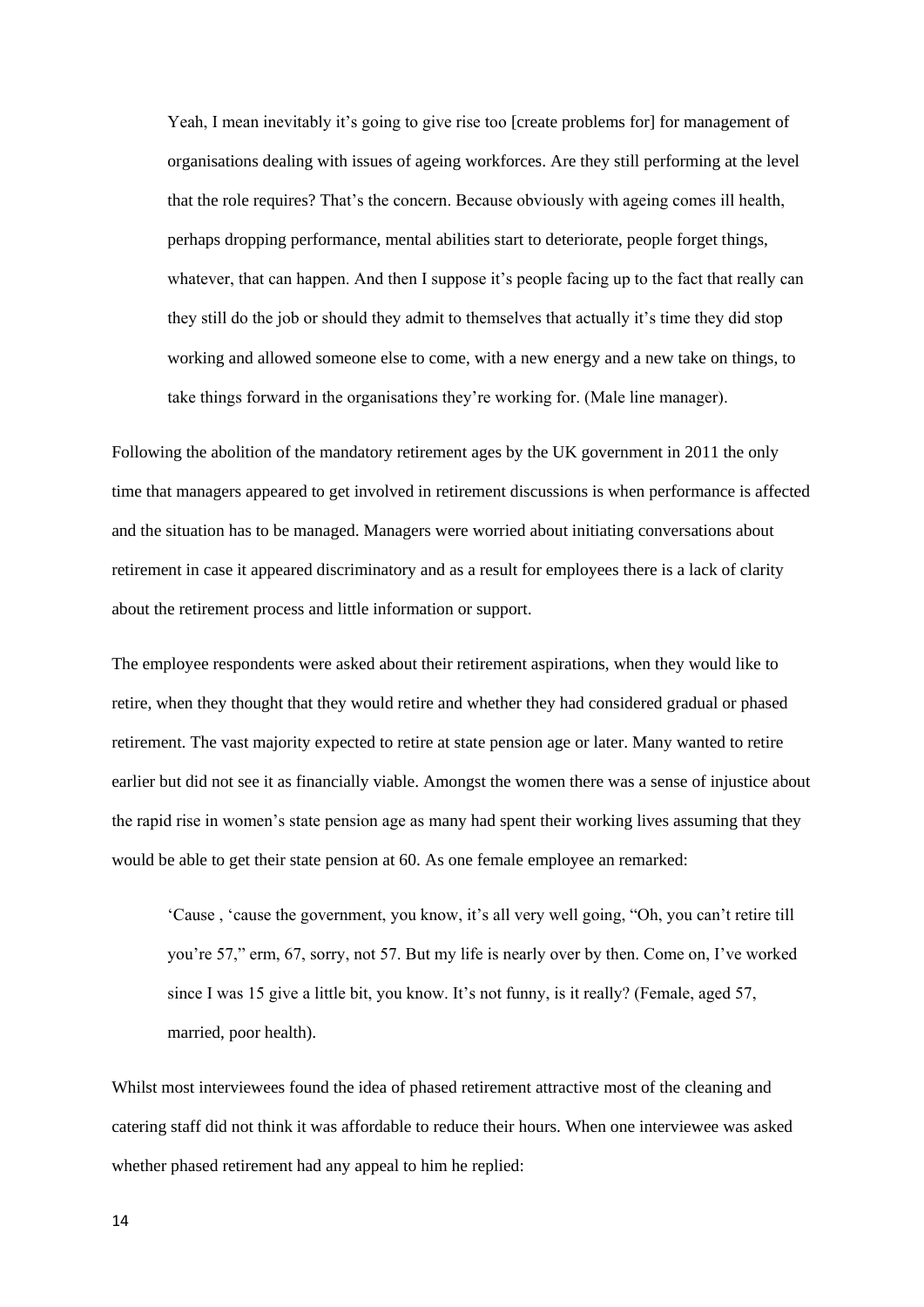> Yeah, I mean inevitably it's going to give rise too [create problems for] for management of organisations dealing with issues of ageing workforces. Are they still performing at the level that the role requires? That's the concern. Because obviously with ageing comes ill health, perhaps dropping performance, mental abilities start to deteriorate, people forget things, whatever, that can happen. And then I suppose it's people facing up to the fact that really can they still do the job or should they admit to themselves that actually it's time they did stop working and allowed someone else to come, with a new energy and a new take on things, to take things forward in the organisations they're working for. (Male line manager).

Following the abolition of the mandatory retirement ages by the UK government in 2011 the only time that managers appeared to get involved in retirement discussions is when performance is affected and the situation has to be managed. Managers were worried about initiating conversations about retirement in case it appeared discriminatory and as a result for employees there is a lack of clarity about the retirement process and little information or support.

The employee respondents were asked about their retirement aspirations, when they would like to retire, when they thought that they would retire and whether they had considered gradual or phased retirement. The vast majority expected to retire at state pension age or later. Many wanted to retire earlier but did not see it as financially viable. Amongst the women there was a sense of injustice about the rapid rise in women's state pension age as many had spent their working lives assuming that they would be able to get their state pension at 60. As one female employee an remarked:

> 'Cause , 'cause the government, you know, it's all very well going, "Oh, you can't retire till you're 57," erm, 67, sorry, not 57. But my life is nearly over by then. Come on, I've worked since I was 15 give a little bit, you know. It's not funny, is it really? (Female, aged 57, married, poor health).

Whilst most interviewees found the idea of phased retirement attractive most of the cleaning and catering staff did not think it was affordable to reduce their hours. When one interviewee was asked whether phased retirement had any appeal to him he replied: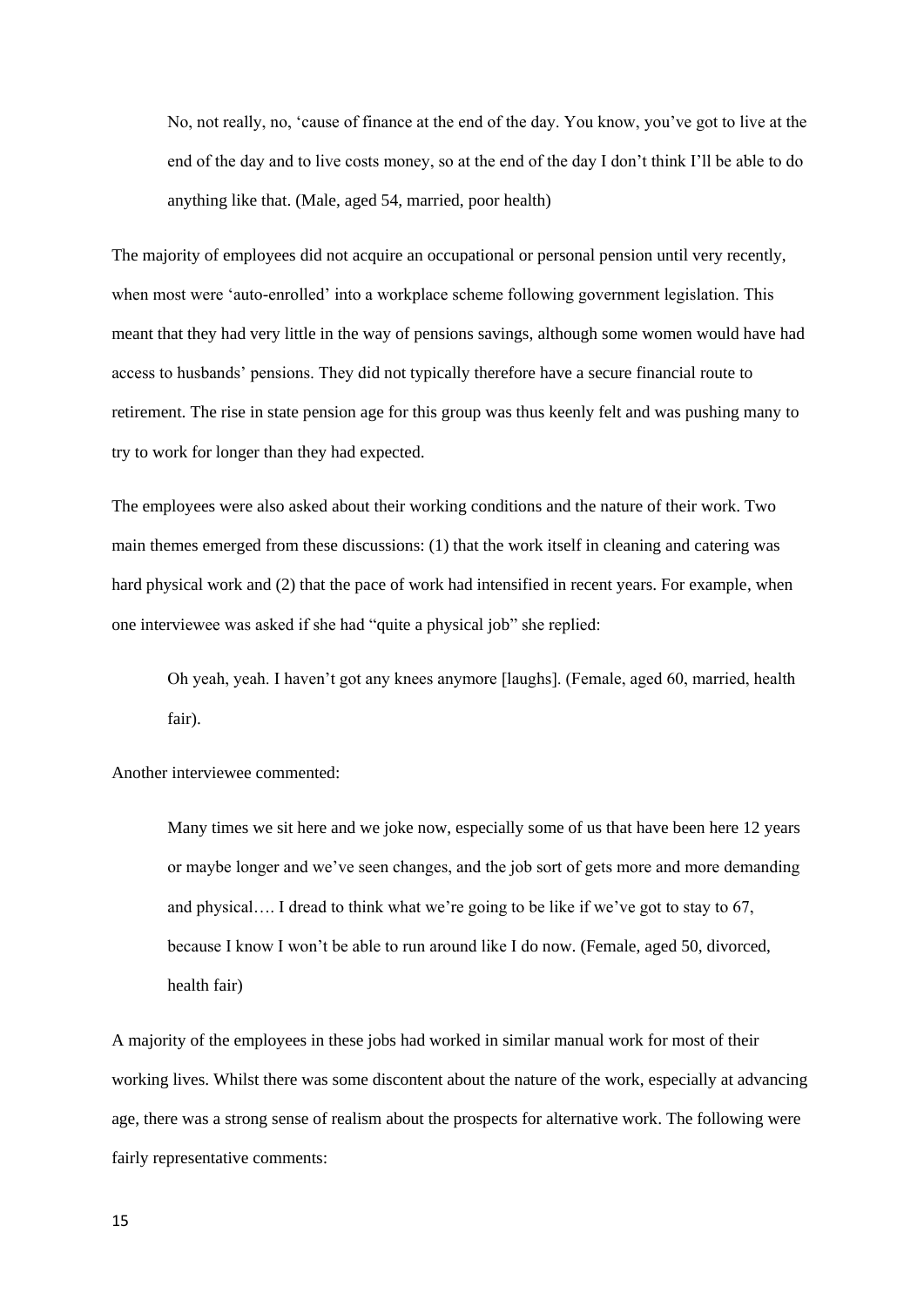> No, not really, no, 'cause of finance at the end of the day. You know, you've got to live at the end of the day and to live costs money, so at the end of the day I don't think I'll be able to do anything like that. (Male, aged 54, married, poor health)

The majority of employees did not acquire an occupational or personal pension until very recently, when most were 'auto-enrolled' into a workplace scheme following government legislation. This meant that they had very little in the way of pensions savings, although some women would have had access to husbands' pensions. They did not typically therefore have a secure financial route to retirement. The rise in state pension age for this group was thus keenly felt and was pushing many to try to work for longer than they had expected.

The employees were also asked about their working conditions and the nature of their work. Two main themes emerged from these discussions: (1) that the work itself in cleaning and catering was hard physical work and (2) that the pace of work had intensified in recent years. For example, when one interviewee was asked if she had "quite a physical job" she replied:

> Oh yeah, yeah. I haven't got any knees anymore [laughs]. (Female, aged 60, married, health fair).

Another interviewee commented:

> Many times we sit here and we joke now, especially some of us that have been here 12 years or maybe longer and we've seen changes, and the job sort of gets more and more demanding and physical…. I dread to think what we're going to be like if we've got to stay to 67, because I know I won't be able to run around like I do now. (Female, aged 50, divorced, health fair)

A majority of the employees in these jobs had worked in similar manual work for most of their working lives. Whilst there was some discontent about the nature of the work, especially at advancing age, there was a strong sense of realism about the prospects for alternative work. The following were fairly representative comments: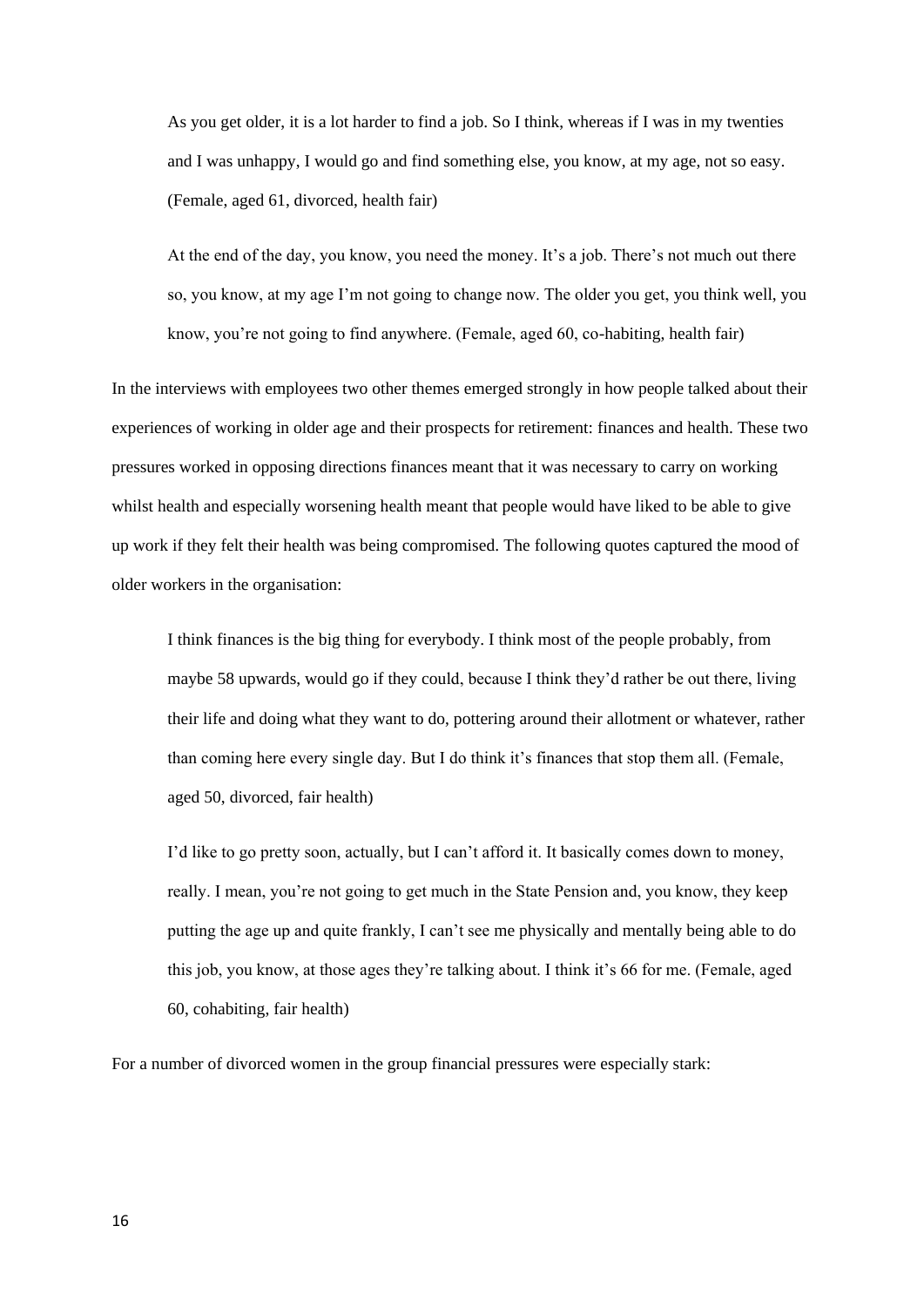> As you get older, it is a lot harder to find a job. So I think, whereas if I was in my twenties and I was unhappy, I would go and find something else, you know, at my age, not so easy. (Female, aged 61, divorced, health fair)

> At the end of the day, you know, you need the money. It's a job. There's not much out there so, you know, at my age I'm not going to change now. The older you get, you think well, you know, you're not going to find anywhere. (Female, aged 60, co-habiting, health fair)

In the interviews with employees two other themes emerged strongly in how people talked about their experiences of working in older age and their prospects for retirement: finances and health. These two pressures worked in opposing directions finances meant that it was necessary to carry on working whilst health and especially worsening health meant that people would have liked to be able to give up work if they felt their health was being compromised. The following quotes captured the mood of older workers in the organisation:

> I think finances is the big thing for everybody. I think most of the people probably, from maybe 58 upwards, would go if they could, because I think they'd rather be out there, living their life and doing what they want to do, pottering around their allotment or whatever, rather than coming here every single day. But I do think it's finances that stop them all. (Female, aged 50, divorced, fair health)

> I'd like to go pretty soon, actually, but I can't afford it. It basically comes down to money, really. I mean, you're not going to get much in the State Pension and, you know, they keep putting the age up and quite frankly, I can't see me physically and mentally being able to do this job, you know, at those ages they're talking about. I think it's 66 for me. (Female, aged 60, cohabiting, fair health)

For a number of divorced women in the group financial pressures were especially stark: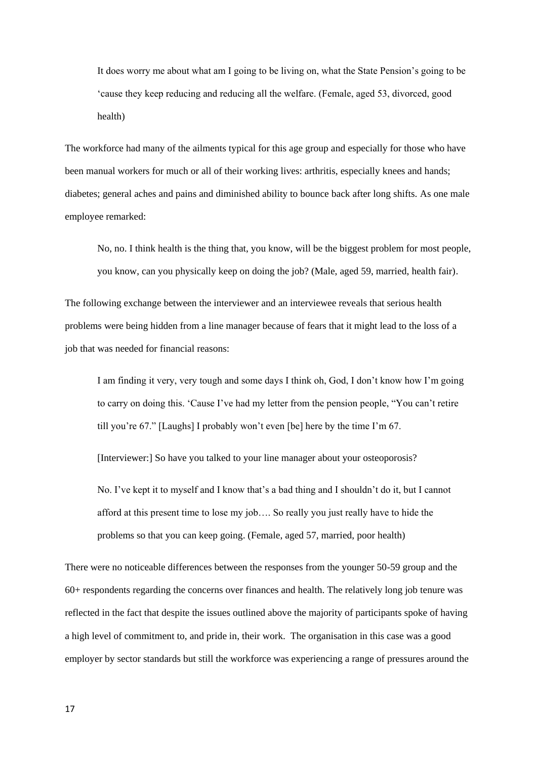> It does worry me about what am I going to be living on, what the State Pension's going to be 'cause they keep reducing and reducing all the welfare. (Female, aged 53, divorced, good health)

The workforce had many of the ailments typical for this age group and especially for those who have been manual workers for much or all of their working lives: arthritis, especially knees and hands; diabetes; general aches and pains and diminished ability to bounce back after long shifts. As one male employee remarked:

> No, no. I think health is the thing that, you know, will be the biggest problem for most people, you know, can you physically keep on doing the job? (Male, aged 59, married, health fair).

The following exchange between the interviewer and an interviewee reveals that serious health problems were being hidden from a line manager because of fears that it might lead to the loss of a job that was needed for financial reasons:

> I am finding it very, very tough and some days I think oh, God, I don't know how I'm going to carry on doing this. 'Cause I've had my letter from the pension people, "You can't retire till you're 67." [Laughs] I probably won't even [be] here by the time I'm 67.
>
> [Interviewer:] So have you talked to your line manager about your osteoporosis?
>
> No. I've kept it to myself and I know that's a bad thing and I shouldn't do it, but I cannot afford at this present time to lose my job…. So really you just really have to hide the problems so that you can keep going. (Female, aged 57, married, poor health)

There were no noticeable differences between the responses from the younger 50-59 group and the 60+ respondents regarding the concerns over finances and health. The relatively long job tenure was reflected in the fact that despite the issues outlined above the majority of participants spoke of having a high level of commitment to, and pride in, their work. The organisation in this case was a good employer by sector standards but still the workforce was experiencing a range of pressures around the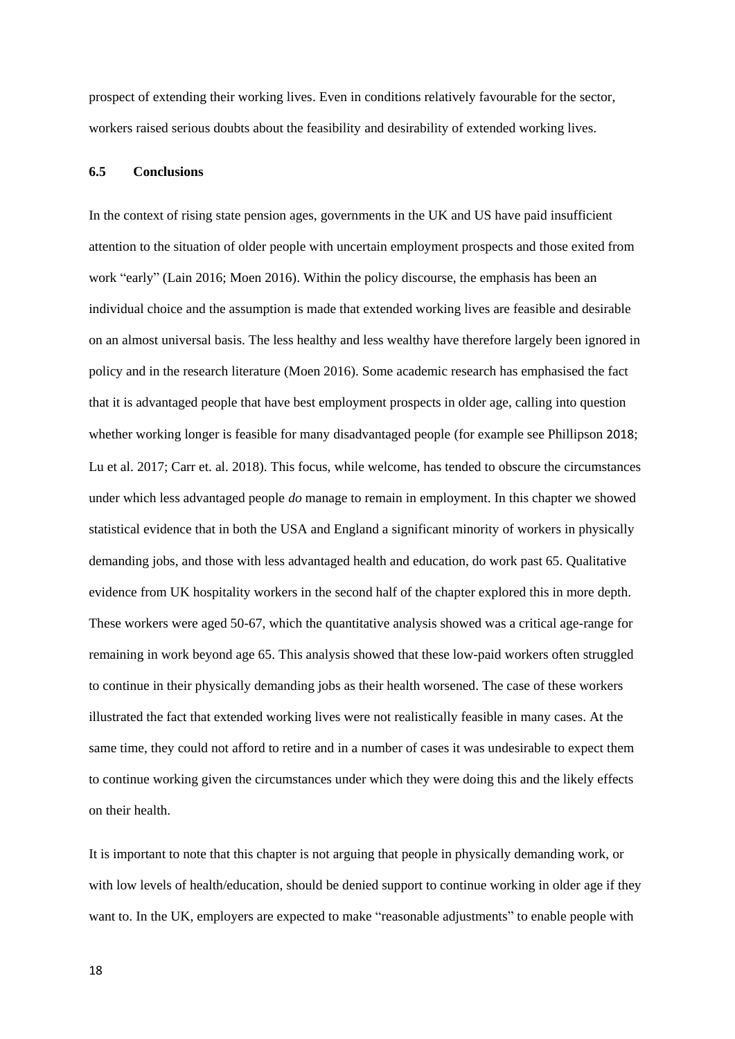prospect of extending their working lives. Even in conditions relatively favourable for the sector, workers raised serious doubts about the feasibility and desirability of extended working lives.

### 6.5 Conclusions

In the context of rising state pension ages, governments in the UK and US have paid insufficient attention to the situation of older people with uncertain employment prospects and those exited from work "early" (Lain 2016; Moen 2016). Within the policy discourse, the emphasis has been an individual choice and the assumption is made that extended working lives are feasible and desirable on an almost universal basis. The less healthy and less wealthy have therefore largely been ignored in policy and in the research literature (Moen 2016). Some academic research has emphasised the fact that it is advantaged people that have best employment prospects in older age, calling into question whether working longer is feasible for many disadvantaged people (for example see Phillipson 2018; Lu et al. 2017; Carr et. al. 2018). This focus, while welcome, has tended to obscure the circumstances under which less advantaged people *do* manage to remain in employment. In this chapter we showed statistical evidence that in both the USA and England a significant minority of workers in physically demanding jobs, and those with less advantaged health and education, do work past 65. Qualitative evidence from UK hospitality workers in the second half of the chapter explored this in more depth. These workers were aged 50-67, which the quantitative analysis showed was a critical age-range for remaining in work beyond age 65. This analysis showed that these low-paid workers often struggled to continue in their physically demanding jobs as their health worsened. The case of these workers illustrated the fact that extended working lives were not realistically feasible in many cases. At the same time, they could not afford to retire and in a number of cases it was undesirable to expect them to continue working given the circumstances under which they were doing this and the likely effects on their health.

It is important to note that this chapter is not arguing that people in physically demanding work, or with low levels of health/education, should be denied support to continue working in older age if they want to. In the UK, employers are expected to make "reasonable adjustments" to enable people with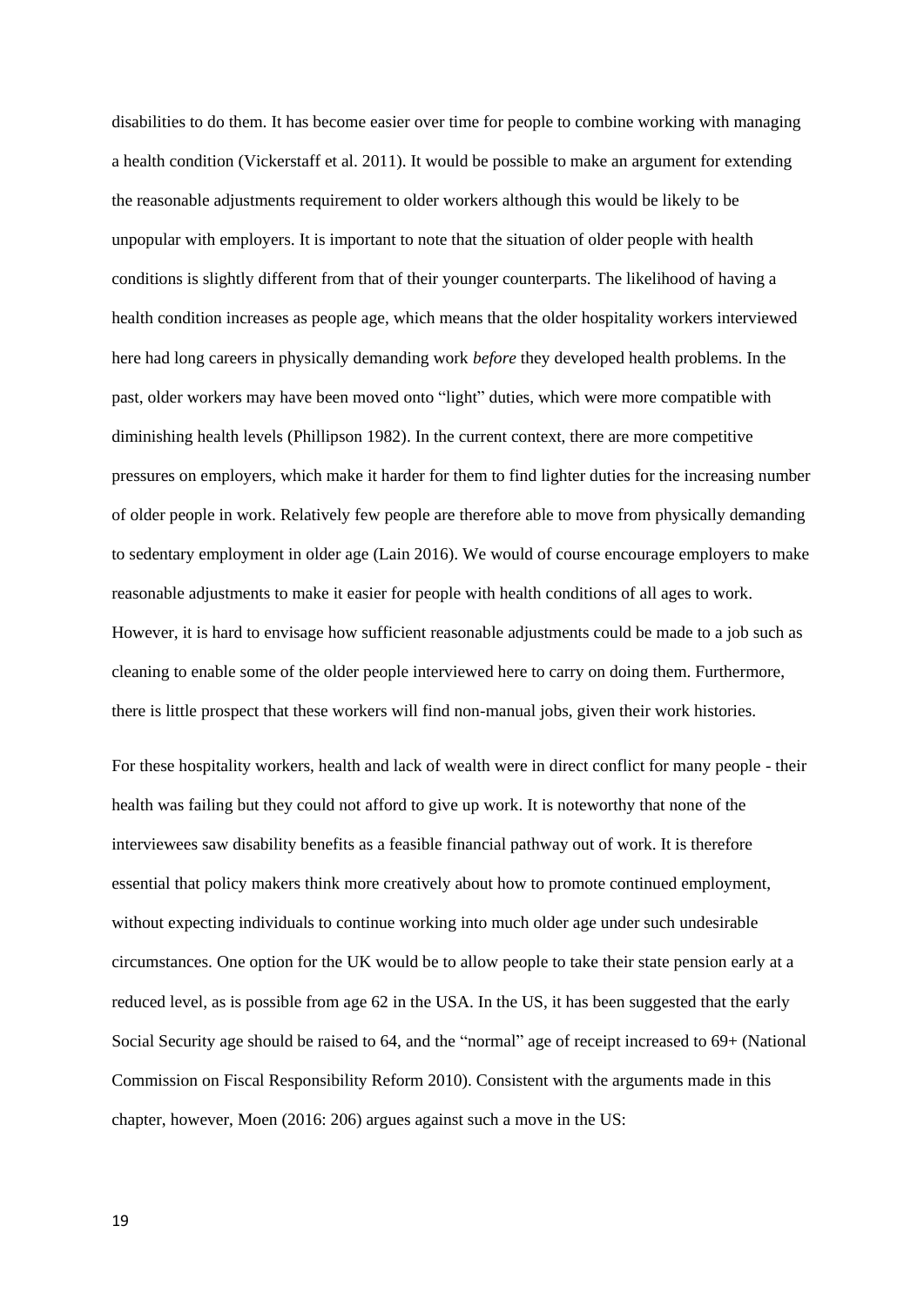disabilities to do them. It has become easier over time for people to combine working with managing a health condition (Vickerstaff et al. 2011). It would be possible to make an argument for extending the reasonable adjustments requirement to older workers although this would be likely to be unpopular with employers. It is important to note that the situation of older people with health conditions is slightly different from that of their younger counterparts. The likelihood of having a health condition increases as people age, which means that the older hospitality workers interviewed here had long careers in physically demanding work *before* they developed health problems. In the past, older workers may have been moved onto "light" duties, which were more compatible with diminishing health levels (Phillipson 1982). In the current context, there are more competitive pressures on employers, which make it harder for them to find lighter duties for the increasing number of older people in work. Relatively few people are therefore able to move from physically demanding to sedentary employment in older age (Lain 2016). We would of course encourage employers to make reasonable adjustments to make it easier for people with health conditions of all ages to work. However, it is hard to envisage how sufficient reasonable adjustments could be made to a job such as cleaning to enable some of the older people interviewed here to carry on doing them. Furthermore, there is little prospect that these workers will find non-manual jobs, given their work histories.

For these hospitality workers, health and lack of wealth were in direct conflict for many people - their health was failing but they could not afford to give up work. It is noteworthy that none of the interviewees saw disability benefits as a feasible financial pathway out of work. It is therefore essential that policy makers think more creatively about how to promote continued employment, without expecting individuals to continue working into much older age under such undesirable circumstances. One option for the UK would be to allow people to take their state pension early at a reduced level, as is possible from age 62 in the USA. In the US, it has been suggested that the early Social Security age should be raised to 64, and the "normal" age of receipt increased to 69+ (National Commission on Fiscal Responsibility Reform 2010). Consistent with the arguments made in this chapter, however, Moen (2016: 206) argues against such a move in the US: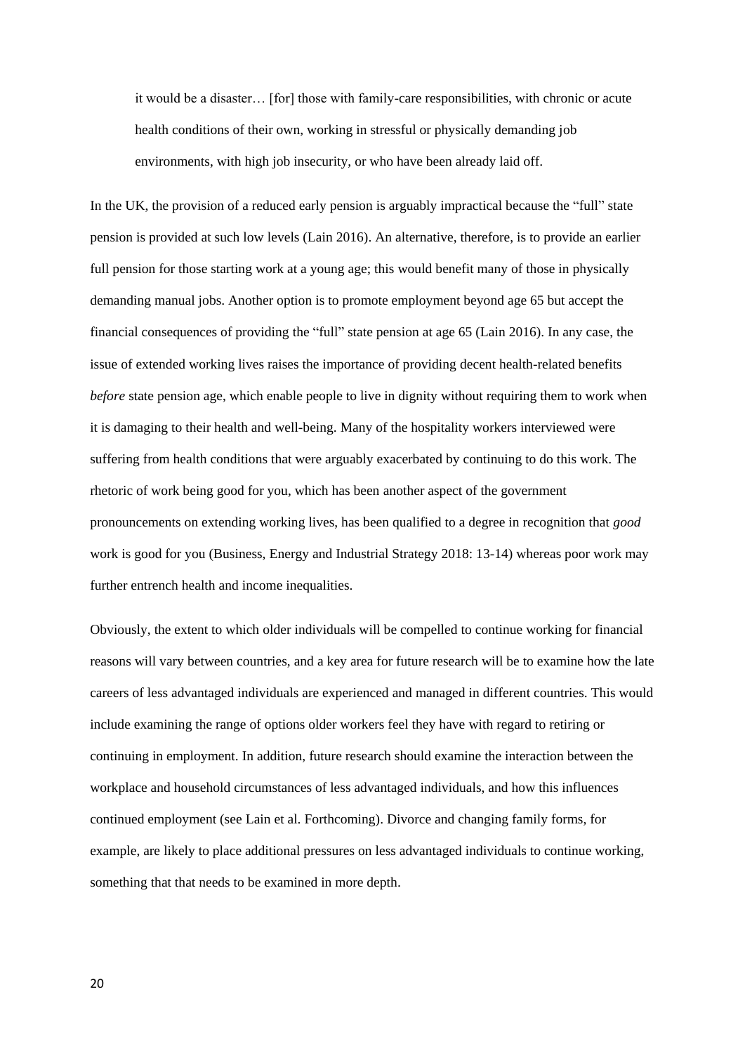> it would be a disaster… [for] those with family-care responsibilities, with chronic or acute health conditions of their own, working in stressful or physically demanding job environments, with high job insecurity, or who have been already laid off.

In the UK, the provision of a reduced early pension is arguably impractical because the "full" state pension is provided at such low levels (Lain 2016). An alternative, therefore, is to provide an earlier full pension for those starting work at a young age; this would benefit many of those in physically demanding manual jobs. Another option is to promote employment beyond age 65 but accept the financial consequences of providing the "full" state pension at age 65 (Lain 2016). In any case, the issue of extended working lives raises the importance of providing decent health-related benefits *before* state pension age, which enable people to live in dignity without requiring them to work when it is damaging to their health and well-being. Many of the hospitality workers interviewed were suffering from health conditions that were arguably exacerbated by continuing to do this work. The rhetoric of work being good for you, which has been another aspect of the government pronouncements on extending working lives, has been qualified to a degree in recognition that *good* work is good for you (Business, Energy and Industrial Strategy 2018: 13-14) whereas poor work may further entrench health and income inequalities.

Obviously, the extent to which older individuals will be compelled to continue working for financial reasons will vary between countries, and a key area for future research will be to examine how the late careers of less advantaged individuals are experienced and managed in different countries. This would include examining the range of options older workers feel they have with regard to retiring or continuing in employment. In addition, future research should examine the interaction between the workplace and household circumstances of less advantaged individuals, and how this influences continued employment (see Lain et al. Forthcoming). Divorce and changing family forms, for example, are likely to place additional pressures on less advantaged individuals to continue working, something that that needs to be examined in more depth.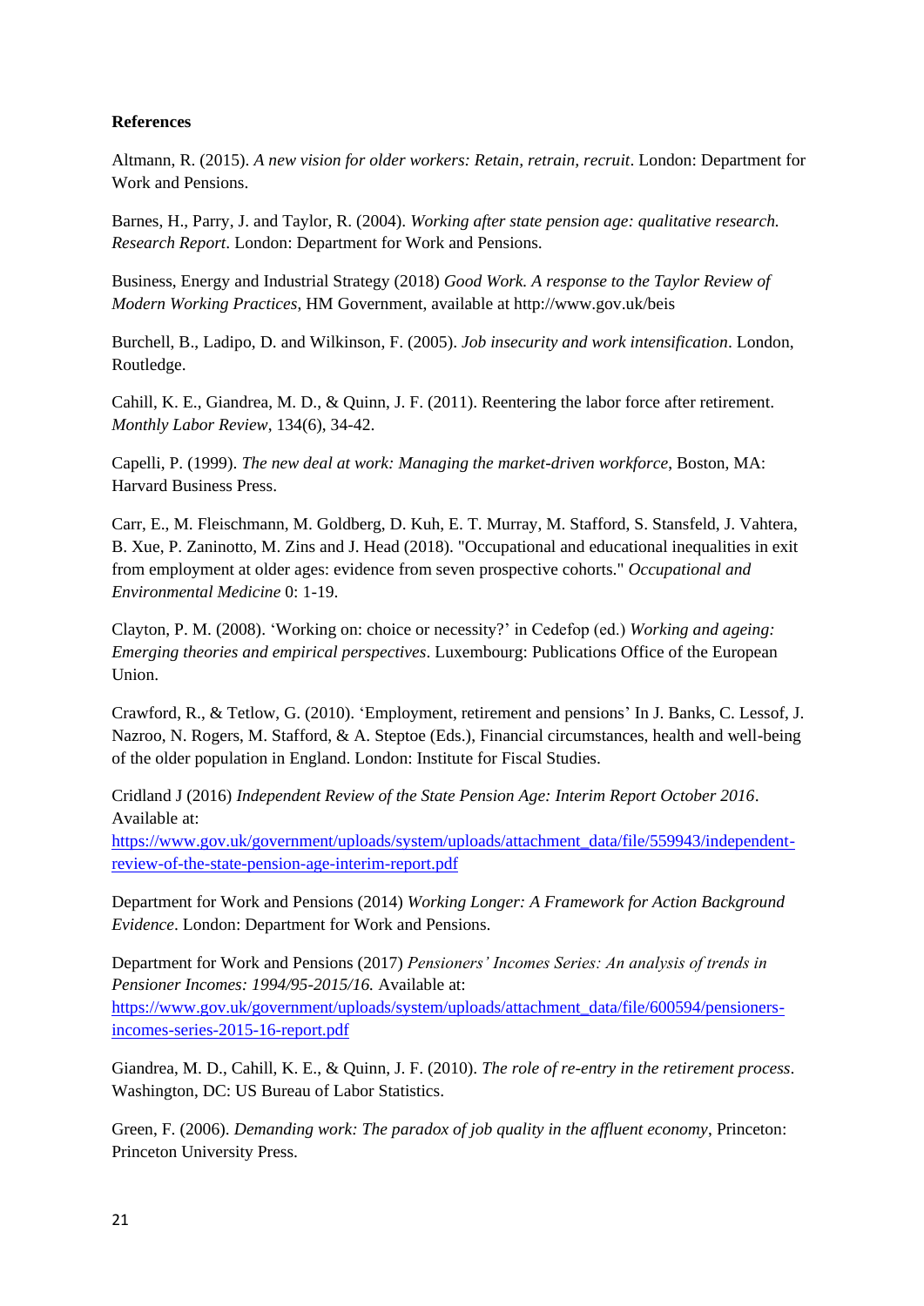**References**

Altmann, R. (2015). *A new vision for older workers: Retain, retrain, recruit*. London: Department for Work and Pensions.

Barnes, H., Parry, J. and Taylor, R. (2004). *Working after state pension age: qualitative research. Research Report*. London: Department for Work and Pensions.

Business, Energy and Industrial Strategy (2018) *Good Work. A response to the Taylor Review of Modern Working Practices*, HM Government, available at http://www.gov.uk/beis

Burchell, B., Ladipo, D. and Wilkinson, F. (2005). *Job insecurity and work intensification*. London, Routledge.

Cahill, K. E., Giandrea, M. D., & Quinn, J. F. (2011). Reentering the labor force after retirement. *Monthly Labor Review*, 134(6), 34-42.

Capelli, P. (1999). *The new deal at work: Managing the market-driven workforce*, Boston, MA: Harvard Business Press.

Carr, E., M. Fleischmann, M. Goldberg, D. Kuh, E. T. Murray, M. Stafford, S. Stansfeld, J. Vahtera, B. Xue, P. Zaninotto, M. Zins and J. Head (2018). "Occupational and educational inequalities in exit from employment at older ages: evidence from seven prospective cohorts." *Occupational and Environmental Medicine* 0: 1-19.

Clayton, P. M. (2008). 'Working on: choice or necessity?' in Cedefop (ed.) *Working and ageing: Emerging theories and empirical perspectives*. Luxembourg: Publications Office of the European Union.

Crawford, R., & Tetlow, G. (2010). 'Employment, retirement and pensions' In J. Banks, C. Lessof, J. Nazroo, N. Rogers, M. Stafford, & A. Steptoe (Eds.), Financial circumstances, health and well-being of the older population in England. London: Institute for Fiscal Studies.

Cridland J (2016) *Independent Review of the State Pension Age: Interim Report October 2016*. Available at: https://www.gov.uk/government/uploads/system/uploads/attachment_data/file/559943/independent-review-of-the-state-pension-age-interim-report.pdf

Department for Work and Pensions (2014) *Working Longer: A Framework for Action Background Evidence*. London: Department for Work and Pensions.

Department for Work and Pensions (2017) *Pensioners' Incomes Series: An analysis of trends in Pensioner Incomes: 1994/95-2015/16.* Available at: https://www.gov.uk/government/uploads/system/uploads/attachment_data/file/600594/pensioners-incomes-series-2015-16-report.pdf

Giandrea, M. D., Cahill, K. E., & Quinn, J. F. (2010). *The role of re-entry in the retirement process*. Washington, DC: US Bureau of Labor Statistics.

Green, F. (2006). *Demanding work: The paradox of job quality in the affluent economy*, Princeton: Princeton University Press.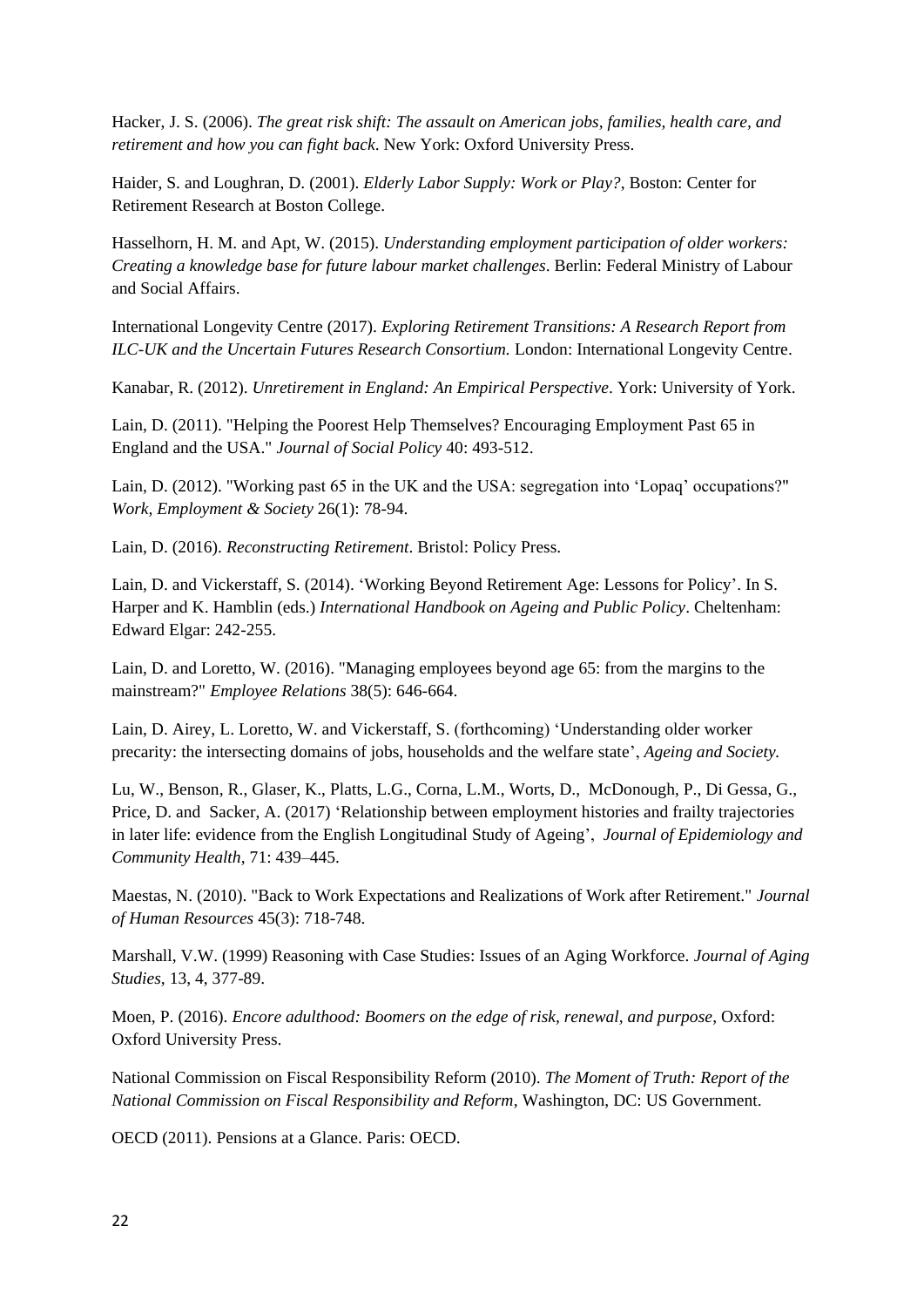Hacker, J. S. (2006). *The great risk shift: The assault on American jobs, families, health care, and retirement and how you can fight back*. New York: Oxford University Press.

Haider, S. and Loughran, D. (2001). *Elderly Labor Supply: Work or Play?*, Boston: Center for Retirement Research at Boston College.

Hasselhorn, H. M. and Apt, W. (2015). *Understanding employment participation of older workers: Creating a knowledge base for future labour market challenges*. Berlin: Federal Ministry of Labour and Social Affairs.

International Longevity Centre (2017). *Exploring Retirement Transitions: A Research Report from ILC-UK and the Uncertain Futures Research Consortium.* London: International Longevity Centre.

Kanabar, R. (2012). *Unretirement in England: An Empirical Perspective*. York: University of York.

Lain, D. (2011). "Helping the Poorest Help Themselves? Encouraging Employment Past 65 in England and the USA." *Journal of Social Policy* 40: 493-512.

Lain, D. (2012). "Working past 65 in the UK and the USA: segregation into 'Lopaq' occupations?" *Work, Employment & Society* 26(1): 78-94.

Lain, D. (2016). *Reconstructing Retirement*. Bristol: Policy Press.

Lain, D. and Vickerstaff, S. (2014). 'Working Beyond Retirement Age: Lessons for Policy'. In S. Harper and K. Hamblin (eds.) *International Handbook on Ageing and Public Policy*. Cheltenham: Edward Elgar: 242-255.

Lain, D. and Loretto, W. (2016). "Managing employees beyond age 65: from the margins to the mainstream?" *Employee Relations* 38(5): 646-664.

Lain, D. Airey, L. Loretto, W. and Vickerstaff, S. (forthcoming) 'Understanding older worker precarity: the intersecting domains of jobs, households and the welfare state', *Ageing and Society.*

Lu, W., Benson, R., Glaser, K., Platts, L.G., Corna, L.M., Worts, D., McDonough, P., Di Gessa, G., Price, D. and Sacker, A. (2017) 'Relationship between employment histories and frailty trajectories in later life: evidence from the English Longitudinal Study of Ageing', *Journal of Epidemiology and Community Health*, 71: 439–445.

Maestas, N. (2010). "Back to Work Expectations and Realizations of Work after Retirement." *Journal of Human Resources* 45(3): 718-748.

Marshall, V.W. (1999) Reasoning with Case Studies: Issues of an Aging Workforce. *Journal of Aging Studies*, 13, 4, 377-89.

Moen, P. (2016). *Encore adulthood: Boomers on the edge of risk, renewal, and purpose*, Oxford: Oxford University Press.

National Commission on Fiscal Responsibility Reform (2010). *The Moment of Truth: Report of the National Commission on Fiscal Responsibility and Reform*, Washington, DC: US Government.

OECD (2011). Pensions at a Glance. Paris: OECD.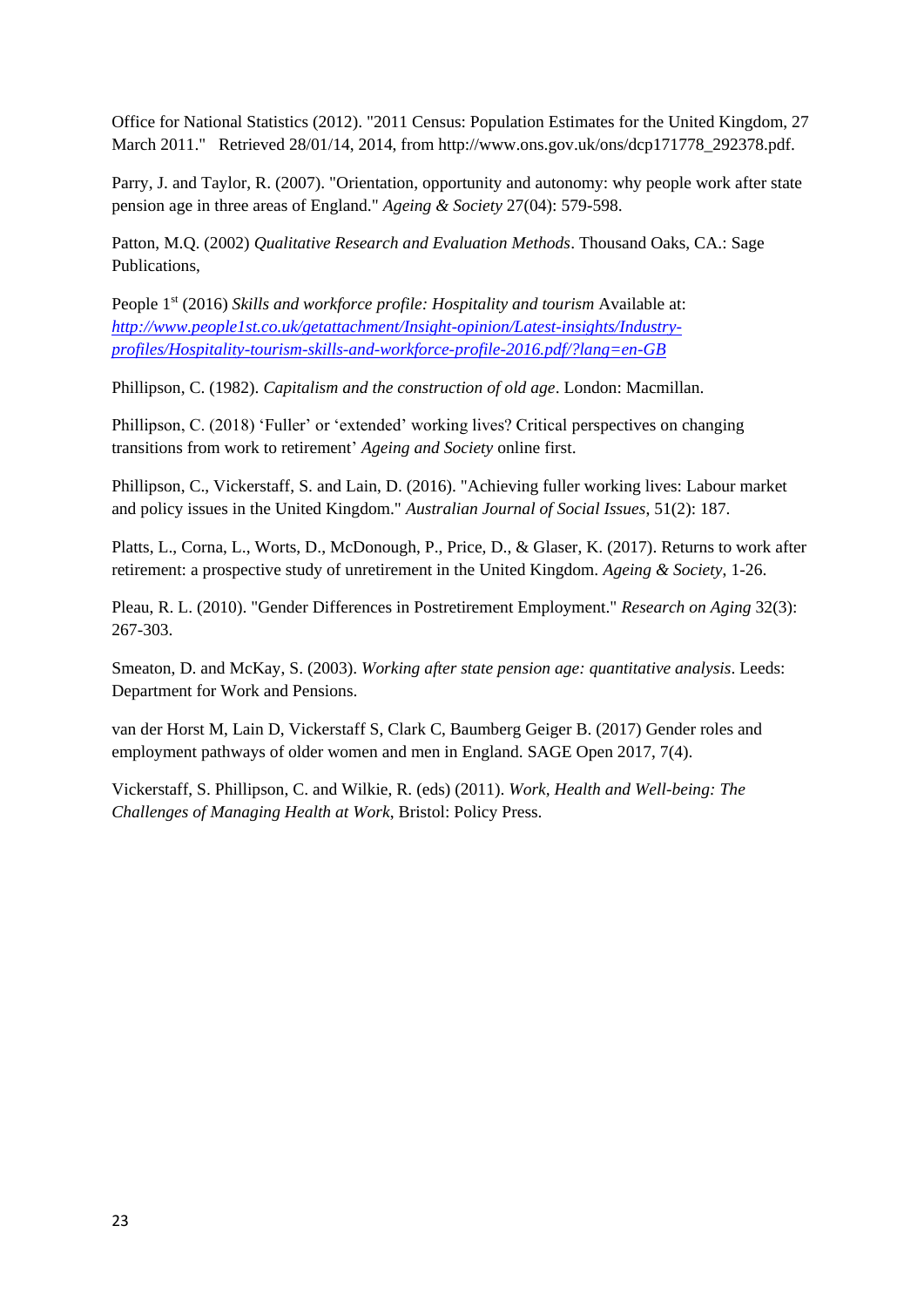Office for National Statistics (2012). "2011 Census: Population Estimates for the United Kingdom, 27 March 2011." Retrieved 28/01/14, 2014, from http://www.ons.gov.uk/ons/dcp171778_292378.pdf.

Parry, J. and Taylor, R. (2007). "Orientation, opportunity and autonomy: why people work after state pension age in three areas of England." *Ageing & Society* 27(04): 579-598.

Patton, M.Q. (2002) *Qualitative Research and Evaluation Methods*. Thousand Oaks, CA.: Sage Publications,

People 1st (2016) *Skills and workforce profile: Hospitality and tourism* Available at: [http://www.people1st.co.uk/getattachment/Insight-opinion/Latest-insights/Industry-profiles/Hospitality-tourism-skills-and-workforce-profile-2016.pdf/?lang=en-GB](http://www.people1st.co.uk/getattachment/Insight-opinion/Latest-insights/Industry-profiles/Hospitality-tourism-skills-and-workforce-profile-2016.pdf/?lang=en-GB)

Phillipson, C. (1982). *Capitalism and the construction of old age*. London: Macmillan.

Phillipson, C. (2018) 'Fuller' or 'extended' working lives? Critical perspectives on changing transitions from work to retirement' *Ageing and Society* online first.

Phillipson, C., Vickerstaff, S. and Lain, D. (2016). "Achieving fuller working lives: Labour market and policy issues in the United Kingdom." *Australian Journal of Social Issues*, 51(2): 187.

Platts, L., Corna, L., Worts, D., McDonough, P., Price, D., & Glaser, K. (2017). Returns to work after retirement: a prospective study of unretirement in the United Kingdom. *Ageing & Society*, 1-26.

Pleau, R. L. (2010). "Gender Differences in Postretirement Employment." *Research on Aging* 32(3): 267-303.

Smeaton, D. and McKay, S. (2003). *Working after state pension age: quantitative analysis*. Leeds: Department for Work and Pensions.

van der Horst M, Lain D, Vickerstaff S, Clark C, Baumberg Geiger B. (2017) Gender roles and employment pathways of older women and men in England. SAGE Open 2017, 7(4).

Vickerstaff, S. Phillipson, C. and Wilkie, R. (eds) (2011). *Work, Health and Well-being: The Challenges of Managing Health at Work*, Bristol: Policy Press.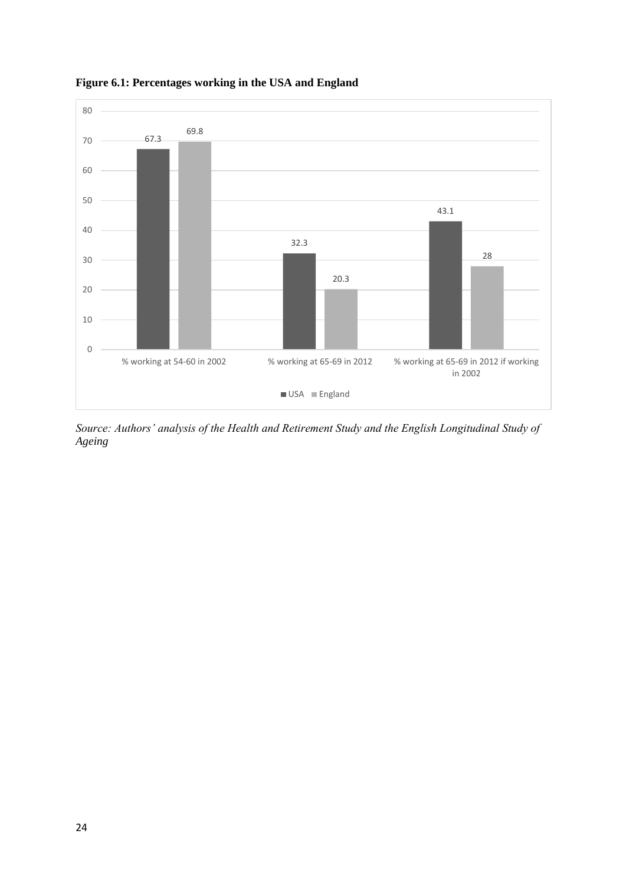**Figure 6.1: Percentages working in the USA and England**

| | USA | England |
|---|---|---|
| % working at 54-60 in 2002 | 67.3 | 69.8 |
| % working at 65-69 in 2012 | 32.3 | 20.3 |
| % working at 65-69 in 2012 if working in 2002 | 43.1 | 28 |

*Source: Authors' analysis of the Health and Retirement Study and the English Longitudinal Study of Ageing*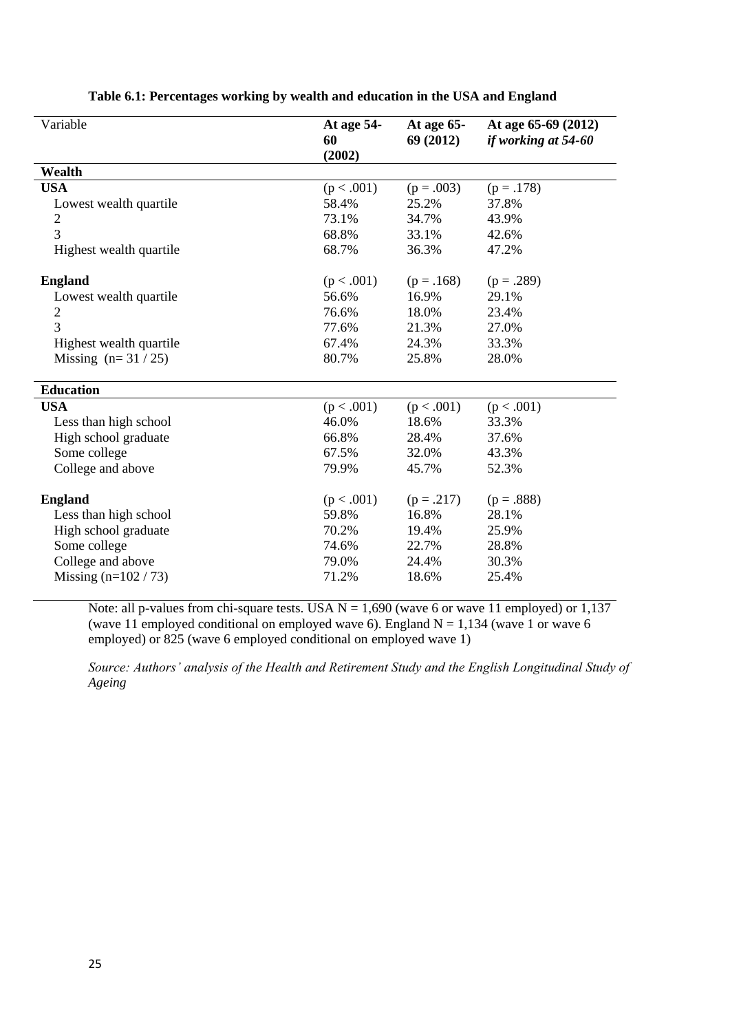**Table 6.1: Percentages working by wealth and education in the USA and England**

| Variable | At age 54-60 (2002) | At age 65-69 (2012) | At age 65-69 (2012) *if working at 54-60* |
|---|---|---|---|
| **Wealth** | | | |
| **USA** | (p < .001) | (p = .003) | (p = .178) |
| Lowest wealth quartile | 58.4% | 25.2% | 37.8% |
| 2 | 73.1% | 34.7% | 43.9% |
| 3 | 68.8% | 33.1% | 42.6% |
| Highest wealth quartile | 68.7% | 36.3% | 47.2% |
| **England** | (p < .001) | (p = .168) | (p = .289) |
| Lowest wealth quartile | 56.6% | 16.9% | 29.1% |
| 2 | 76.6% | 18.0% | 23.4% |
| 3 | 77.6% | 21.3% | 27.0% |
| Highest wealth quartile | 67.4% | 24.3% | 33.3% |
| Missing (n= 31 / 25) | 80.7% | 25.8% | 28.0% |
| **Education** | | | |
| **USA** | (p < .001) | (p < .001) | (p < .001) |
| Less than high school | 46.0% | 18.6% | 33.3% |
| High school graduate | 66.8% | 28.4% | 37.6% |
| Some college | 67.5% | 32.0% | 43.3% |
| College and above | 79.9% | 45.7% | 52.3% |
| **England** | (p < .001) | (p = .217) | (p = .888) |
| Less than high school | 59.8% | 16.8% | 28.1% |
| High school graduate | 70.2% | 19.4% | 25.9% |
| Some college | 74.6% | 22.7% | 28.8% |
| College and above | 79.0% | 24.4% | 30.3% |
| Missing (n=102 / 73) | 71.2% | 18.6% | 25.4% |

Note: all p-values from chi-square tests. USA N = 1,690 (wave 6 or wave 11 employed) or 1,137 (wave 11 employed conditional on employed wave 6). England N = 1,134 (wave 1 or wave 6 employed) or 825 (wave 6 employed conditional on employed wave 1)

*Source: Authors' analysis of the Health and Retirement Study and the English Longitudinal Study of Ageing*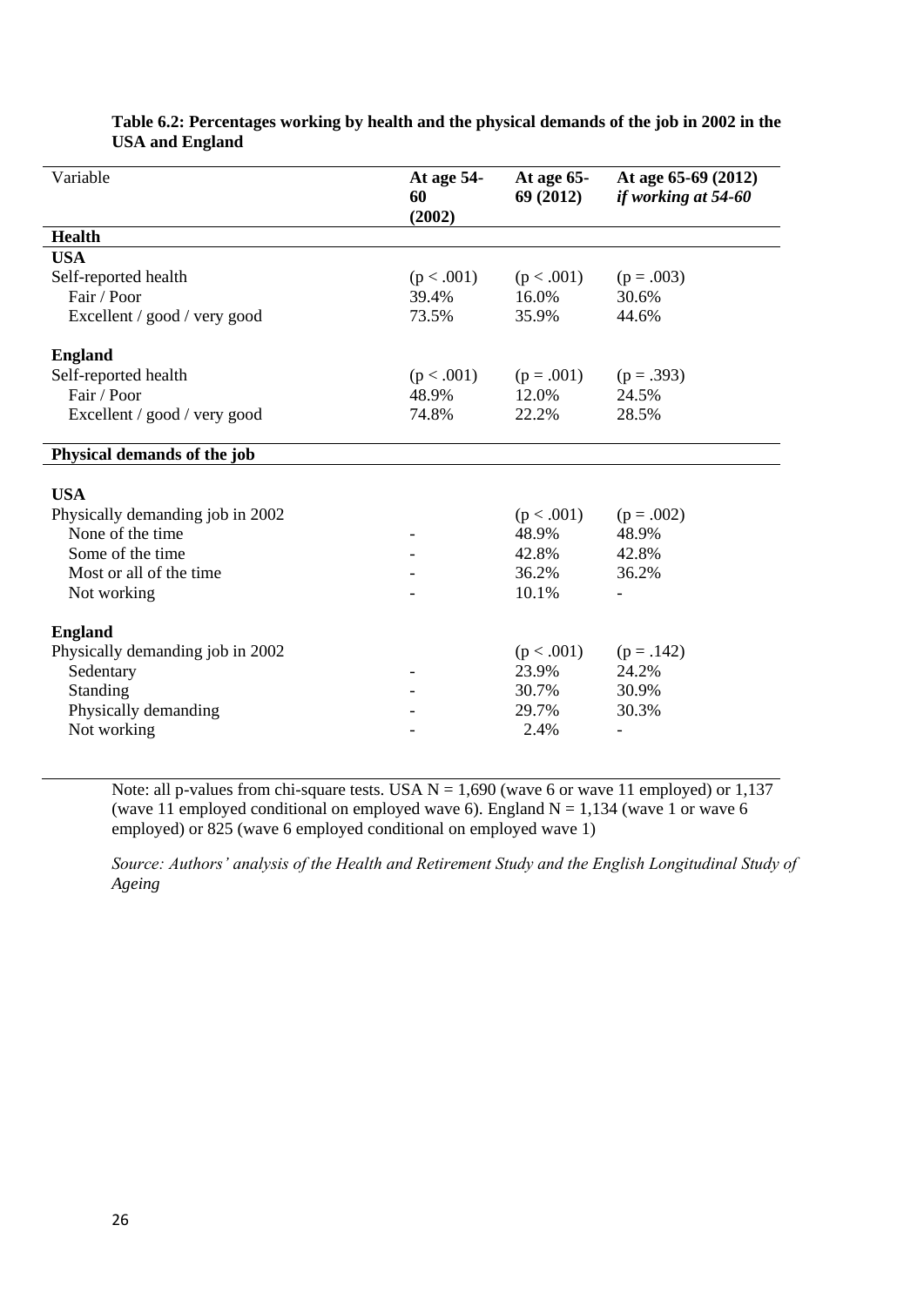**Table 6.2: Percentages working by health and the physical demands of the job in 2002 in the USA and England**

| Variable | At age 54-60 (2002) | At age 65-69 (2012) | At age 65-69 (2012) *if working at 54-60* |
|---|---|---|---|
| **Health** | | | |
| **USA** | | | |
| Self-reported health | (p < .001) | (p < .001) | (p = .003) |
| Fair / Poor | 39.4% | 16.0% | 30.6% |
| Excellent / good / very good | 73.5% | 35.9% | 44.6% |
| **England** | | | |
| Self-reported health | (p < .001) | (p = .001) | (p = .393) |
| Fair / Poor | 48.9% | 12.0% | 24.5% |
| Excellent / good / very good | 74.8% | 22.2% | 28.5% |
| **Physical demands of the job** | | | |
| **USA** | | | |
| Physically demanding job in 2002 | | (p < .001) | (p = .002) |
| None of the time | - | 48.9% | 48.9% |
| Some of the time | - | 42.8% | 42.8% |
| Most or all of the time | - | 36.2% | 36.2% |
| Not working | - | 10.1% | - |
| **England** | | | |
| Physically demanding job in 2002 | | (p < .001) | (p = .142) |
| Sedentary | - | 23.9% | 24.2% |
| Standing | - | 30.7% | 30.9% |
| Physically demanding | - | 29.7% | 30.3% |
| Not working | - | 2.4% | - |

Note: all p-values from chi-square tests. USA N = 1,690 (wave 6 or wave 11 employed) or 1,137 (wave 11 employed conditional on employed wave 6). England N = 1,134 (wave 1 or wave 6 employed) or 825 (wave 6 employed conditional on employed wave 1)

*Source: Authors' analysis of the Health and Retirement Study and the English Longitudinal Study of Ageing*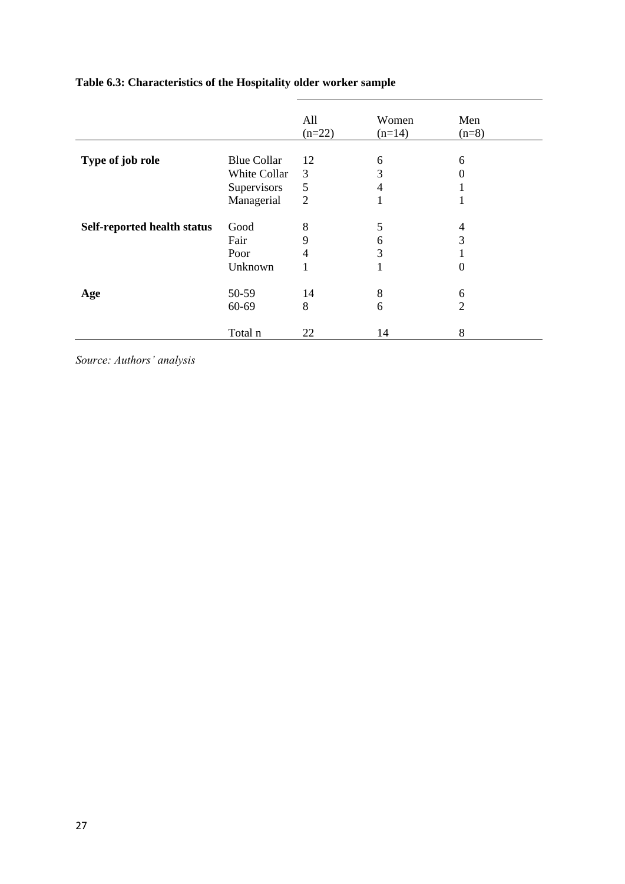**Table 6.3: Characteristics of the Hospitality older worker sample**

| | | All (n=22) | Women (n=14) | Men (n=8) |
|---|---|---|---|---|
| **Type of job role** | Blue Collar | 12 | 6 | 6 |
| | White Collar | 3 | 3 | 0 |
| | Supervisors | 5 | 4 | 1 |
| | Managerial | 2 | 1 | 1 |
| **Self-reported health status** | Good | 8 | 5 | 4 |
| | Fair | 9 | 6 | 3 |
| | Poor | 4 | 3 | 1 |
| | Unknown | 1 | 1 | 0 |
| **Age** | 50-59 | 14 | 8 | 6 |
| | 60-69 | 8 | 6 | 2 |
| | Total n | 22 | 14 | 8 |

*Source: Authors' analysis*